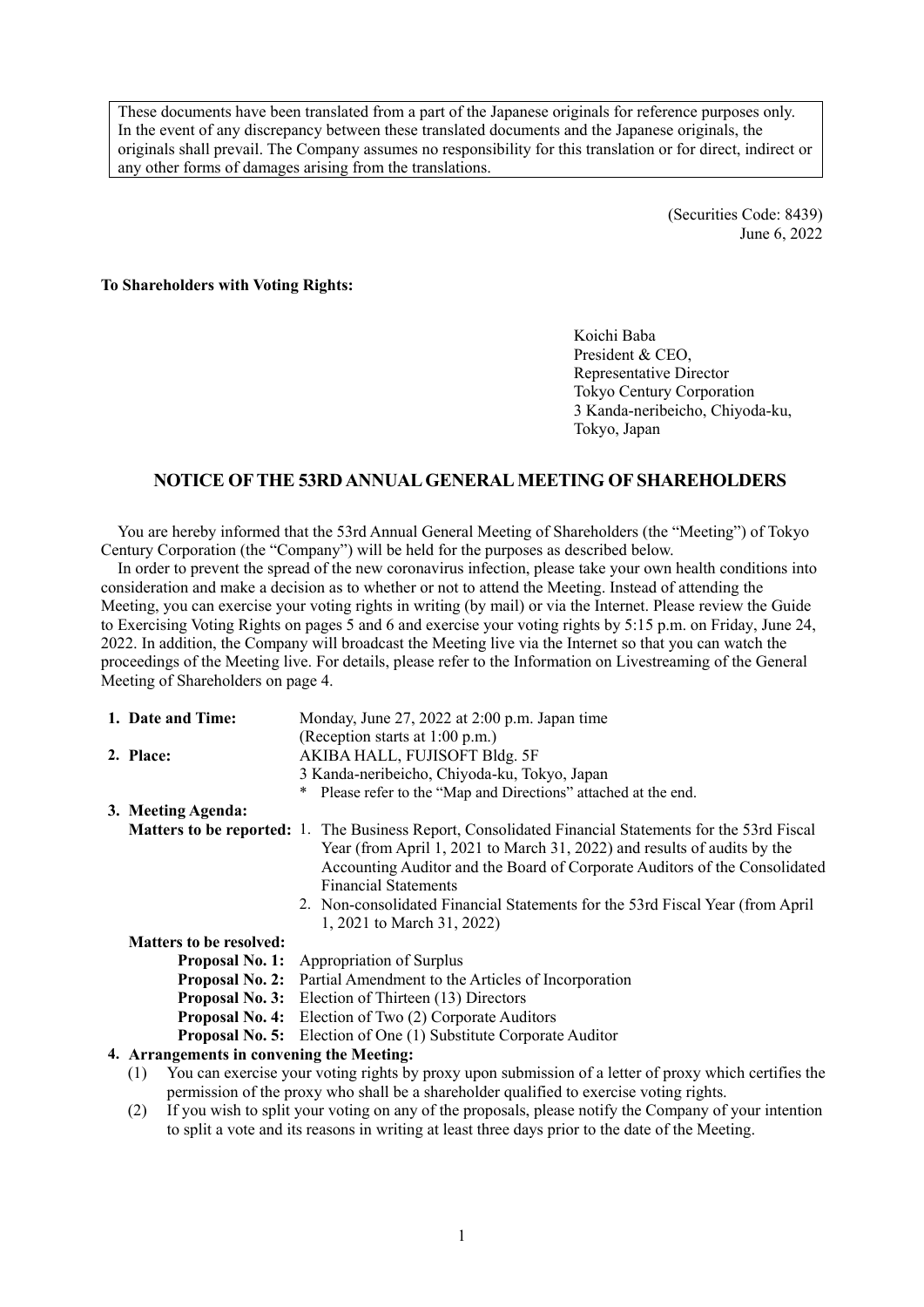These documents have been translated from a part of the Japanese originals for reference purposes only. In the event of any discrepancy between these translated documents and the Japanese originals, the originals shall prevail. The Company assumes no responsibility for this translation or for direct, indirect or any other forms of damages arising from the translations.

(Securities Code: 8439)
June 6, 2022

**To Shareholders with Voting Rights:**

Koichi Baba
President & CEO,
Representative Director
Tokyo Century Corporation
3 Kanda-neribeicho, Chiyoda-ku,
Tokyo, Japan

## NOTICE OF THE 53RD ANNUAL GENERAL MEETING OF SHAREHOLDERS

You are hereby informed that the 53rd Annual General Meeting of Shareholders (the "Meeting") of Tokyo Century Corporation (the "Company") will be held for the purposes as described below.

In order to prevent the spread of the new coronavirus infection, please take your own health conditions into consideration and make a decision as to whether or not to attend the Meeting. Instead of attending the Meeting, you can exercise your voting rights in writing (by mail) or via the Internet. Please review the Guide to Exercising Voting Rights on pages 5 and 6 and exercise your voting rights by 5:15 p.m. on Friday, June 24, 2022. In addition, the Company will broadcast the Meeting live via the Internet so that you can watch the proceedings of the Meeting live. For details, please refer to the Information on Livestreaming of the General Meeting of Shareholders on page 4.

**1. Date and Time:** Monday, June 27, 2022 at 2:00 p.m. Japan time
(Reception starts at 1:00 p.m.)

**2. Place:** AKIBA HALL, FUJISOFT Bldg. 5F
3 Kanda-neribeicho, Chiyoda-ku, Tokyo, Japan
\* Please refer to the "Map and Directions" attached at the end.

**3. Meeting Agenda:**

**Matters to be reported:**

1. The Business Report, Consolidated Financial Statements for the 53rd Fiscal Year (from April 1, 2021 to March 31, 2022) and results of audits by the Accounting Auditor and the Board of Corporate Auditors of the Consolidated Financial Statements
2. Non-consolidated Financial Statements for the 53rd Fiscal Year (from April 1, 2021 to March 31, 2022)

**Matters to be resolved:**

**Proposal No. 1:** Appropriation of Surplus
**Proposal No. 2:** Partial Amendment to the Articles of Incorporation
**Proposal No. 3:** Election of Thirteen (13) Directors
**Proposal No. 4:** Election of Two (2) Corporate Auditors
**Proposal No. 5:** Election of One (1) Substitute Corporate Auditor

**4. Arrangements in convening the Meeting:**

(1) You can exercise your voting rights by proxy upon submission of a letter of proxy which certifies the permission of the proxy who shall be a shareholder qualified to exercise voting rights.

(2) If you wish to split your voting on any of the proposals, please notify the Company of your intention to split a vote and its reasons in writing at least three days prior to the date of the Meeting.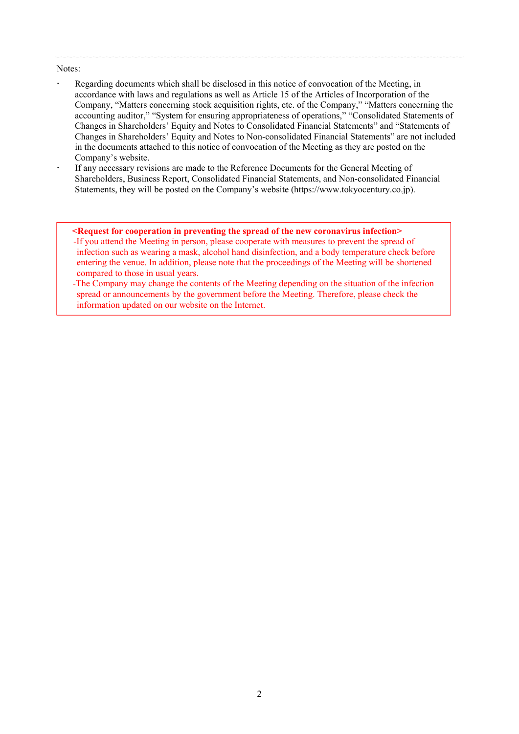Notes:

- Regarding documents which shall be disclosed in this notice of convocation of the Meeting, in accordance with laws and regulations as well as Article 15 of the Articles of Incorporation of the Company, "Matters concerning stock acquisition rights, etc. of the Company," "Matters concerning the accounting auditor," "System for ensuring appropriateness of operations," "Consolidated Statements of Changes in Shareholders' Equity and Notes to Consolidated Financial Statements" and "Statements of Changes in Shareholders' Equity and Notes to Non-consolidated Financial Statements" are not included in the documents attached to this notice of convocation of the Meeting as they are posted on the Company's website.
- If any necessary revisions are made to the Reference Documents for the General Meeting of Shareholders, Business Report, Consolidated Financial Statements, and Non-consolidated Financial Statements, they will be posted on the Company's website (https://www.tokyocentury.co.jp).

**<Request for cooperation in preventing the spread of the new coronavirus infection>**

- If you attend the Meeting in person, please cooperate with measures to prevent the spread of infection such as wearing a mask, alcohol hand disinfection, and a body temperature check before entering the venue. In addition, please note that the proceedings of the Meeting will be shortened compared to those in usual years.
- The Company may change the contents of the Meeting depending on the situation of the infection spread or announcements by the government before the Meeting. Therefore, please check the information updated on our website on the Internet.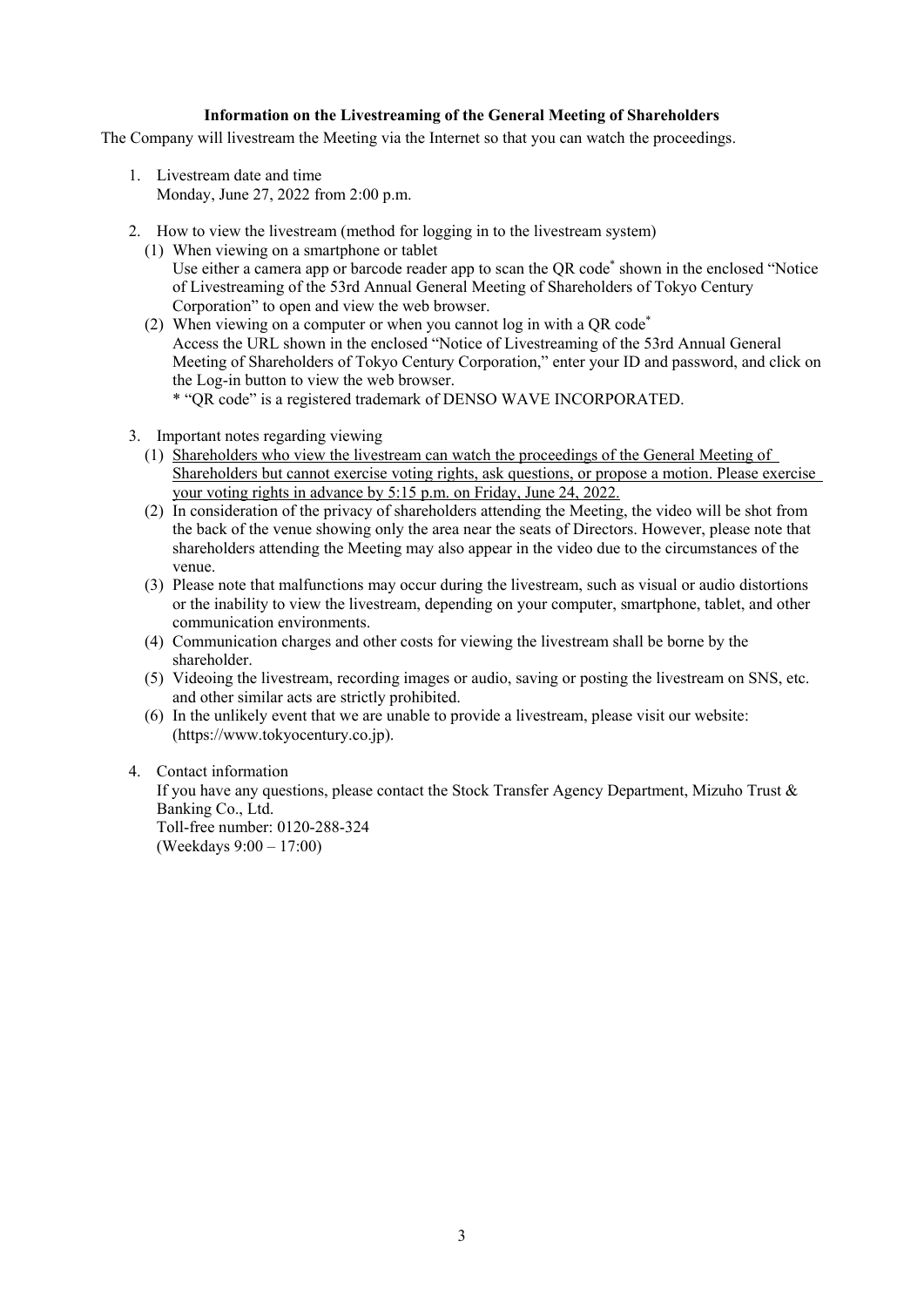**Information on the Livestreaming of the General Meeting of Shareholders**

The Company will livestream the Meeting via the Internet so that you can watch the proceedings.

1. Livestream date and time
   Monday, June 27, 2022 from 2:00 p.m.

2. How to view the livestream (method for logging in to the livestream system)
   (1) When viewing on a smartphone or tablet
   Use either a camera app or barcode reader app to scan the QR code* shown in the enclosed "Notice of Livestreaming of the 53rd Annual General Meeting of Shareholders of Tokyo Century Corporation" to open and view the web browser.
   (2) When viewing on a computer or when you cannot log in with a QR code*
   Access the URL shown in the enclosed "Notice of Livestreaming of the 53rd Annual General Meeting of Shareholders of Tokyo Century Corporation," enter your ID and password, and click on the Log-in button to view the web browser.
   * "QR code" is a registered trademark of DENSO WAVE INCORPORATED.

3. Important notes regarding viewing
   (1) Shareholders who view the livestream can watch the proceedings of the General Meeting of Shareholders but cannot exercise voting rights, ask questions, or propose a motion. Please exercise your voting rights in advance by 5:15 p.m. on Friday, June 24, 2022.
   (2) In consideration of the privacy of shareholders attending the Meeting, the video will be shot from the back of the venue showing only the area near the seats of Directors. However, please note that shareholders attending the Meeting may also appear in the video due to the circumstances of the venue.
   (3) Please note that malfunctions may occur during the livestream, such as visual or audio distortions or the inability to view the livestream, depending on your computer, smartphone, tablet, and other communication environments.
   (4) Communication charges and other costs for viewing the livestream shall be borne by the shareholder.
   (5) Videoing the livestream, recording images or audio, saving or posting the livestream on SNS, etc. and other similar acts are strictly prohibited.
   (6) In the unlikely event that we are unable to provide a livestream, please visit our website: (https://www.tokyocentury.co.jp).

4. Contact information
   If you have any questions, please contact the Stock Transfer Agency Department, Mizuho Trust & Banking Co., Ltd.
   Toll-free number: 0120-288-324
   (Weekdays 9:00 – 17:00)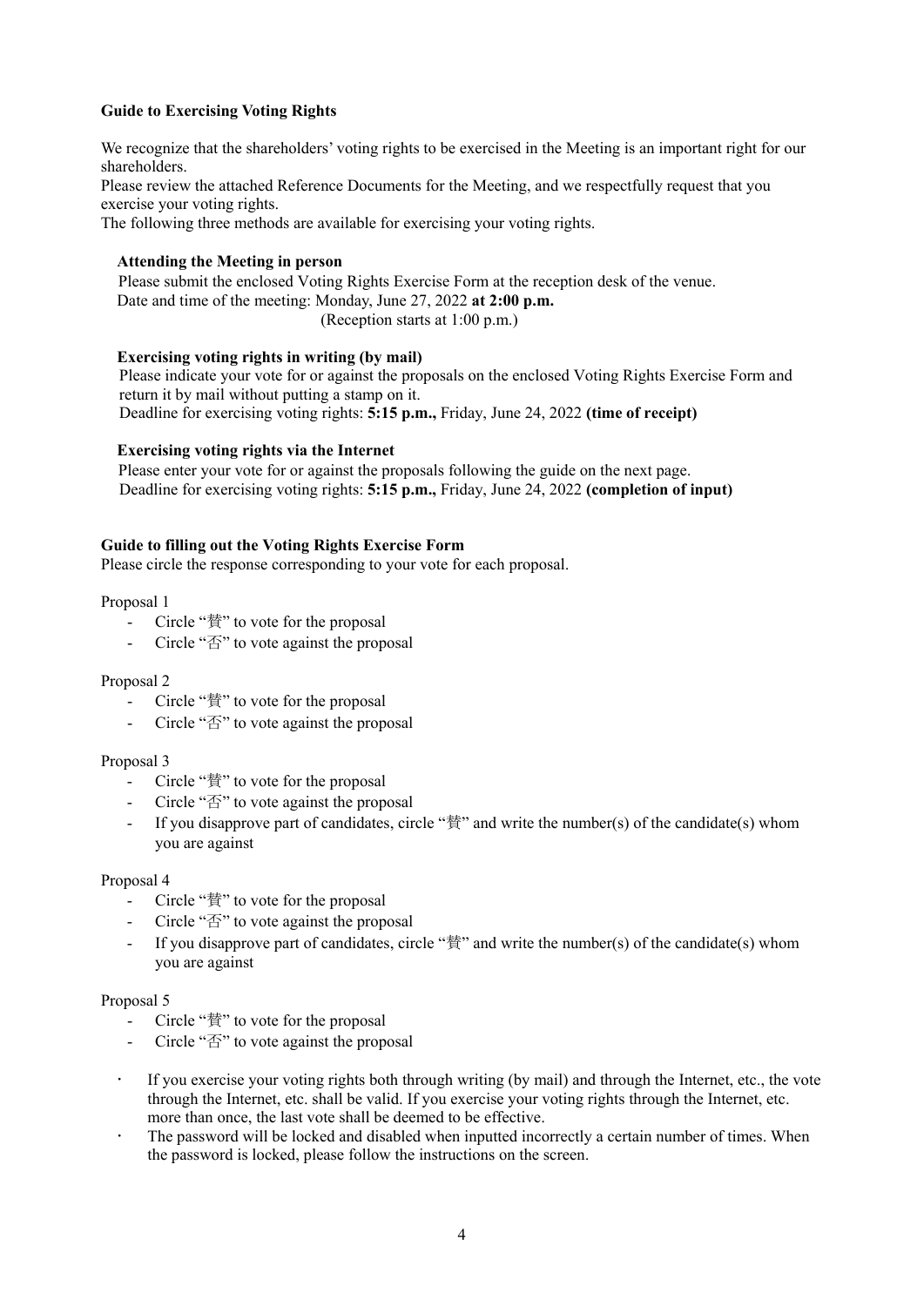## Guide to Exercising Voting Rights

We recognize that the shareholders' voting rights to be exercised in the Meeting is an important right for our shareholders.
Please review the attached Reference Documents for the Meeting, and we respectfully request that you exercise your voting rights.
The following three methods are available for exercising your voting rights.

**Attending the Meeting in person**

Please submit the enclosed Voting Rights Exercise Form at the reception desk of the venue.
Date and time of the meeting: Monday, June 27, 2022 **at 2:00 p.m.**
(Reception starts at 1:00 p.m.)

**Exercising voting rights in writing (by mail)**

Please indicate your vote for or against the proposals on the enclosed Voting Rights Exercise Form and return it by mail without putting a stamp on it.
Deadline for exercising voting rights: **5:15 p.m.,** Friday, June 24, 2022 **(time of receipt)**

**Exercising voting rights via the Internet**

Please enter your vote for or against the proposals following the guide on the next page.
Deadline for exercising voting rights: **5:15 p.m.,** Friday, June 24, 2022 **(completion of input)**

## Guide to filling out the Voting Rights Exercise Form

Please circle the response corresponding to your vote for each proposal.

Proposal 1

- Circle "賛" to vote for the proposal
- Circle "否" to vote against the proposal

Proposal 2

- Circle "賛" to vote for the proposal
- Circle "否" to vote against the proposal

Proposal 3

- Circle "賛" to vote for the proposal
- Circle "否" to vote against the proposal
- If you disapprove part of candidates, circle "賛" and write the number(s) of the candidate(s) whom you are against

Proposal 4

- Circle "賛" to vote for the proposal
- Circle "否" to vote against the proposal
- If you disapprove part of candidates, circle "賛" and write the number(s) of the candidate(s) whom you are against

Proposal 5

- Circle "賛" to vote for the proposal
- Circle "否" to vote against the proposal

- If you exercise your voting rights both through writing (by mail) and through the Internet, etc., the vote through the Internet, etc. shall be valid. If you exercise your voting rights through the Internet, etc. more than once, the last vote shall be deemed to be effective.
- The password will be locked and disabled when inputted incorrectly a certain number of times. When the password is locked, please follow the instructions on the screen.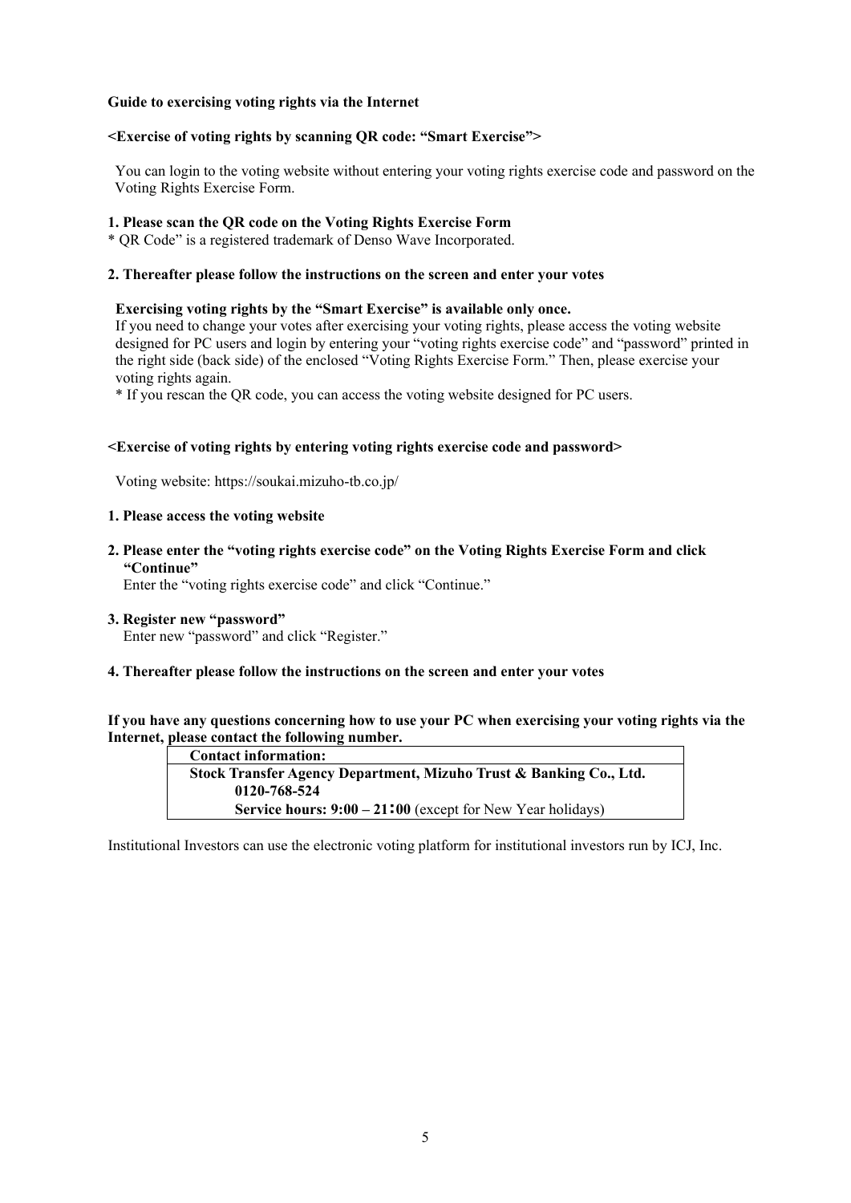**Guide to exercising voting rights via the Internet**

**<Exercise of voting rights by scanning QR code: "Smart Exercise">**

You can login to the voting website without entering your voting rights exercise code and password on the Voting Rights Exercise Form.

**1. Please scan the QR code on the Voting Rights Exercise Form**

* QR Code" is a registered trademark of Denso Wave Incorporated.

**2. Thereafter please follow the instructions on the screen and enter your votes**

**Exercising voting rights by the "Smart Exercise" is available only once.**

If you need to change your votes after exercising your voting rights, please access the voting website designed for PC users and login by entering your "voting rights exercise code" and "password" printed in the right side (back side) of the enclosed "Voting Rights Exercise Form." Then, please exercise your voting rights again.

* If you rescan the QR code, you can access the voting website designed for PC users.

**<Exercise of voting rights by entering voting rights exercise code and password>**

Voting website: https://soukai.mizuho-tb.co.jp/

**1. Please access the voting website**

**2. Please enter the "voting rights exercise code" on the Voting Rights Exercise Form and click "Continue"**

Enter the "voting rights exercise code" and click "Continue."

**3. Register new "password"**

Enter new "password" and click "Register."

**4. Thereafter please follow the instructions on the screen and enter your votes**

**If you have any questions concerning how to use your PC when exercising your voting rights via the Internet, please contact the following number.**

| **Contact information:** |
| --- |
| **Stock Transfer Agency Department, Mizuho Trust & Banking Co., Ltd.**<br>**0120-768-524**<br>**Service hours: 9:00 – 21:00** (except for New Year holidays) |

Institutional Investors can use the electronic voting platform for institutional investors run by ICJ, Inc.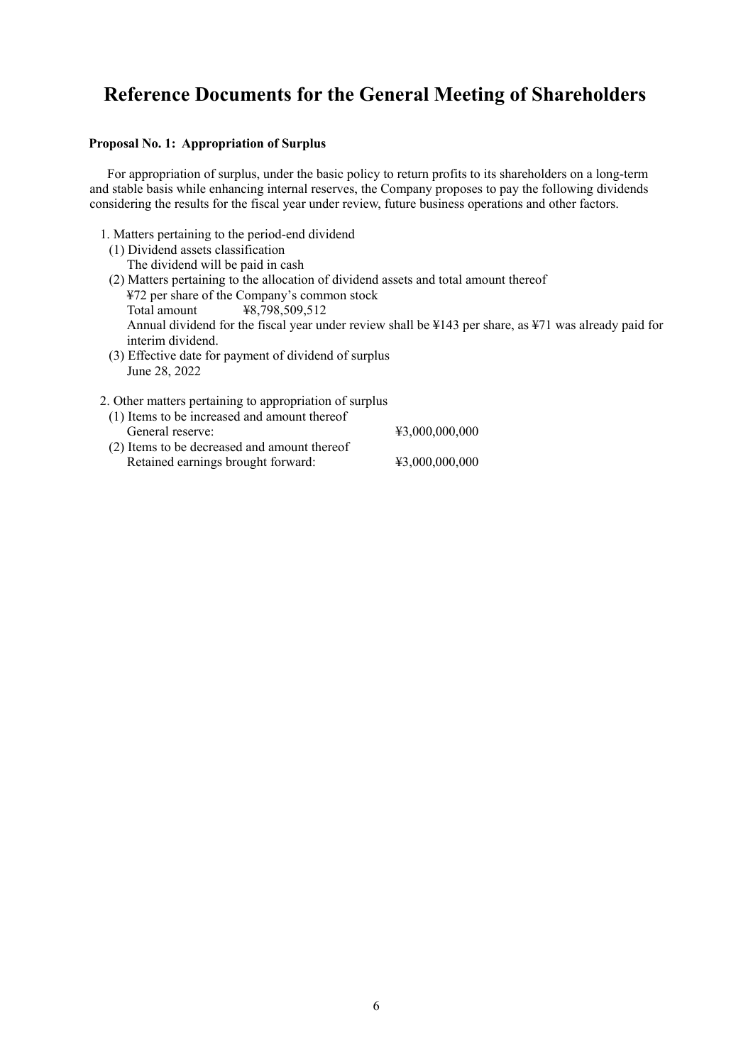# Reference Documents for the General Meeting of Shareholders

**Proposal No. 1: Appropriation of Surplus**

For appropriation of surplus, under the basic policy to return profits to its shareholders on a long-term and stable basis while enhancing internal reserves, the Company proposes to pay the following dividends considering the results for the fiscal year under review, future business operations and other factors.

1. Matters pertaining to the period-end dividend
   - (1) Dividend assets classification
     The dividend will be paid in cash
   - (2) Matters pertaining to the allocation of dividend assets and total amount thereof
     ¥72 per share of the Company's common stock
     Total amount ¥8,798,509,512
     Annual dividend for the fiscal year under review shall be ¥143 per share, as ¥71 was already paid for interim dividend.
   - (3) Effective date for payment of dividend of surplus
     June 28, 2022

2. Other matters pertaining to appropriation of surplus
   - (1) Items to be increased and amount thereof
     General reserve: ¥3,000,000,000
   - (2) Items to be decreased and amount thereof
     Retained earnings brought forward: ¥3,000,000,000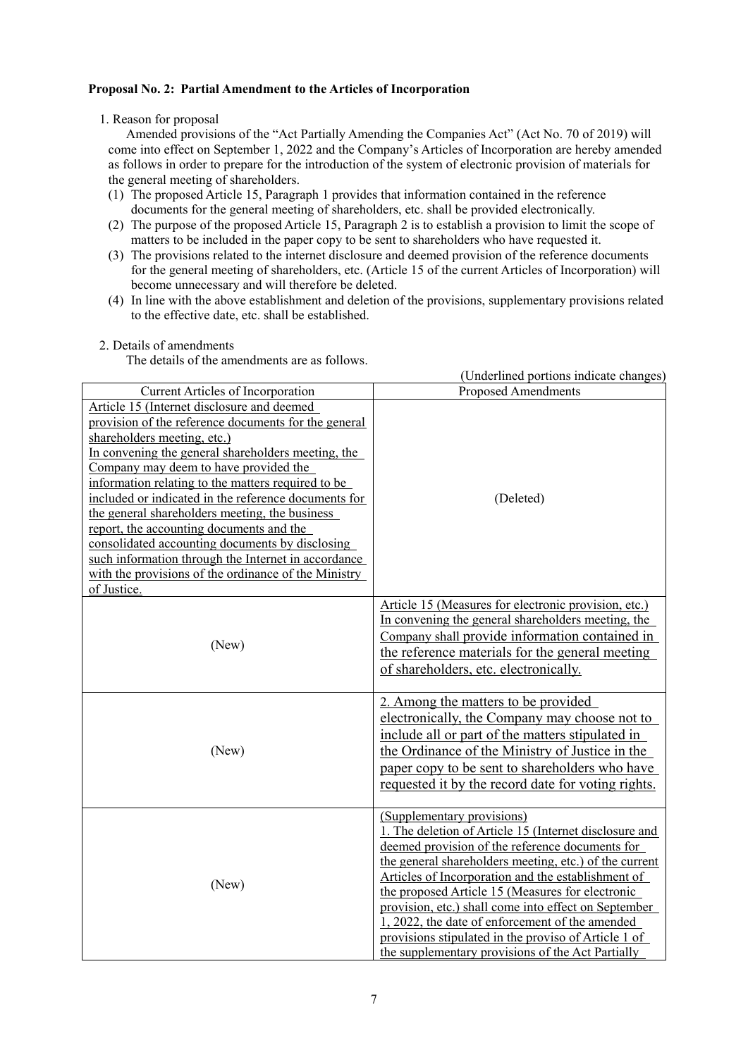**Proposal No. 2: Partial Amendment to the Articles of Incorporation**

1. Reason for proposal

Amended provisions of the "Act Partially Amending the Companies Act" (Act No. 70 of 2019) will come into effect on September 1, 2022 and the Company's Articles of Incorporation are hereby amended as follows in order to prepare for the introduction of the system of electronic provision of materials for the general meeting of shareholders.

(1) The proposed Article 15, Paragraph 1 provides that information contained in the reference documents for the general meeting of shareholders, etc. shall be provided electronically.

(2) The purpose of the proposed Article 15, Paragraph 2 is to establish a provision to limit the scope of matters to be included in the paper copy to be sent to shareholders who have requested it.

(3) The provisions related to the internet disclosure and deemed provision of the reference documents for the general meeting of shareholders, etc. (Article 15 of the current Articles of Incorporation) will become unnecessary and will therefore be deleted.

(4) In line with the above establishment and deletion of the provisions, supplementary provisions related to the effective date, etc. shall be established.

2. Details of amendments

The details of the amendments are as follows.

(Underlined portions indicate changes)

| Current Articles of Incorporation | Proposed Amendments |
|---|---|
| Article 15 (Internet disclosure and deemed provision of the reference documents for the general shareholders meeting, etc.)<br>In convening the general shareholders meeting, the Company may deem to have provided the information relating to the matters required to be included or indicated in the reference documents for the general shareholders meeting, the business report, the accounting documents and the consolidated accounting documents by disclosing such information through the Internet in accordance with the provisions of the ordinance of the Ministry of Justice. | (Deleted) |
| (New) | Article 15 (Measures for electronic provision, etc.)<br>In convening the general shareholders meeting, the Company shall provide information contained in the reference materials for the general meeting of shareholders, etc. electronically. |
| (New) | 2. Among the matters to be provided electronically, the Company may choose not to include all or part of the matters stipulated in the Ordinance of the Ministry of Justice in the paper copy to be sent to shareholders who have requested it by the record date for voting rights. |
| (New) | (Supplementary provisions)<br>1. The deletion of Article 15 (Internet disclosure and deemed provision of the reference documents for the general shareholders meeting, etc.) of the current Articles of Incorporation and the establishment of the proposed Article 15 (Measures for electronic provision, etc.) shall come into effect on September 1, 2022, the date of enforcement of the amended provisions stipulated in the proviso of Article 1 of the supplementary provisions of the Act Partially |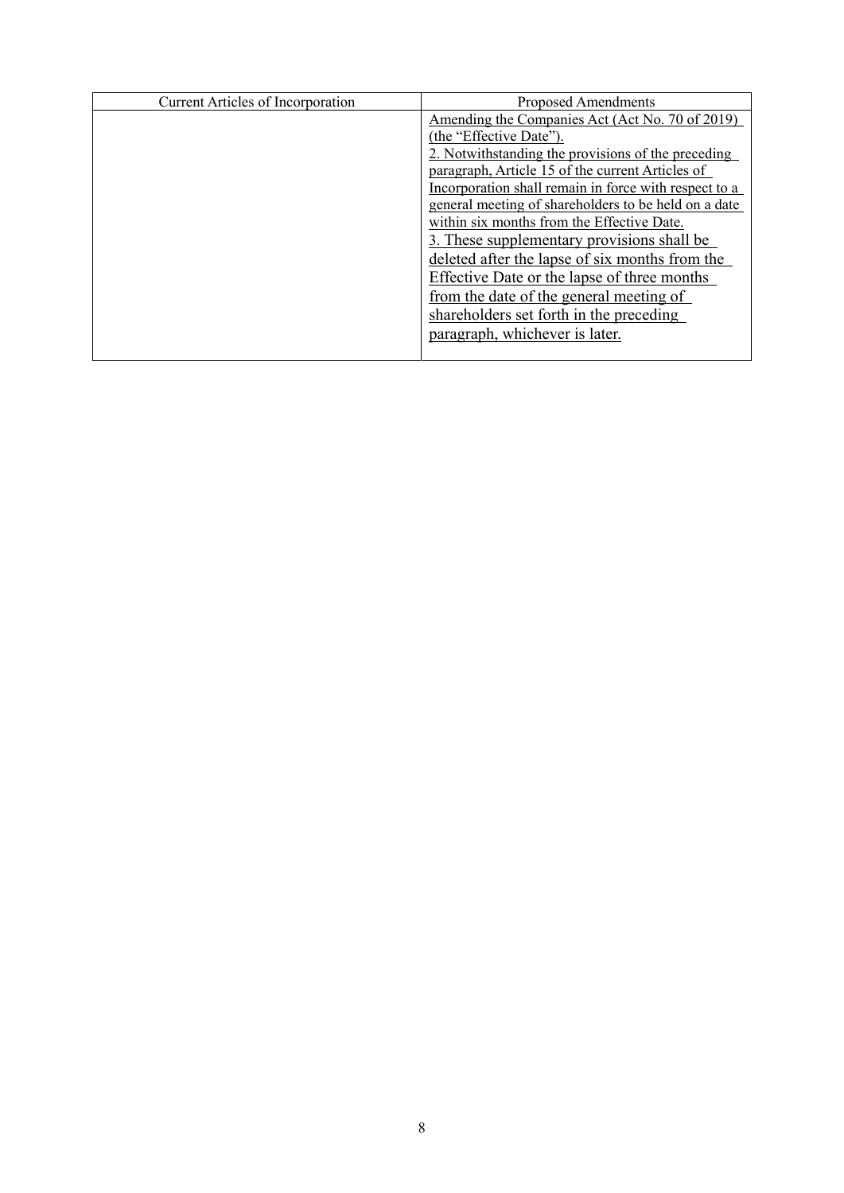| Current Articles of Incorporation | Proposed Amendments |
| --- | --- |
| | Amending the Companies Act (Act No. 70 of 2019) (the "Effective Date").<br>2. Notwithstanding the provisions of the preceding paragraph, Article 15 of the current Articles of Incorporation shall remain in force with respect to a general meeting of shareholders to be held on a date within six months from the Effective Date.<br>3. These supplementary provisions shall be deleted after the lapse of six months from the Effective Date or the lapse of three months from the date of the general meeting of shareholders set forth in the preceding paragraph, whichever is later. |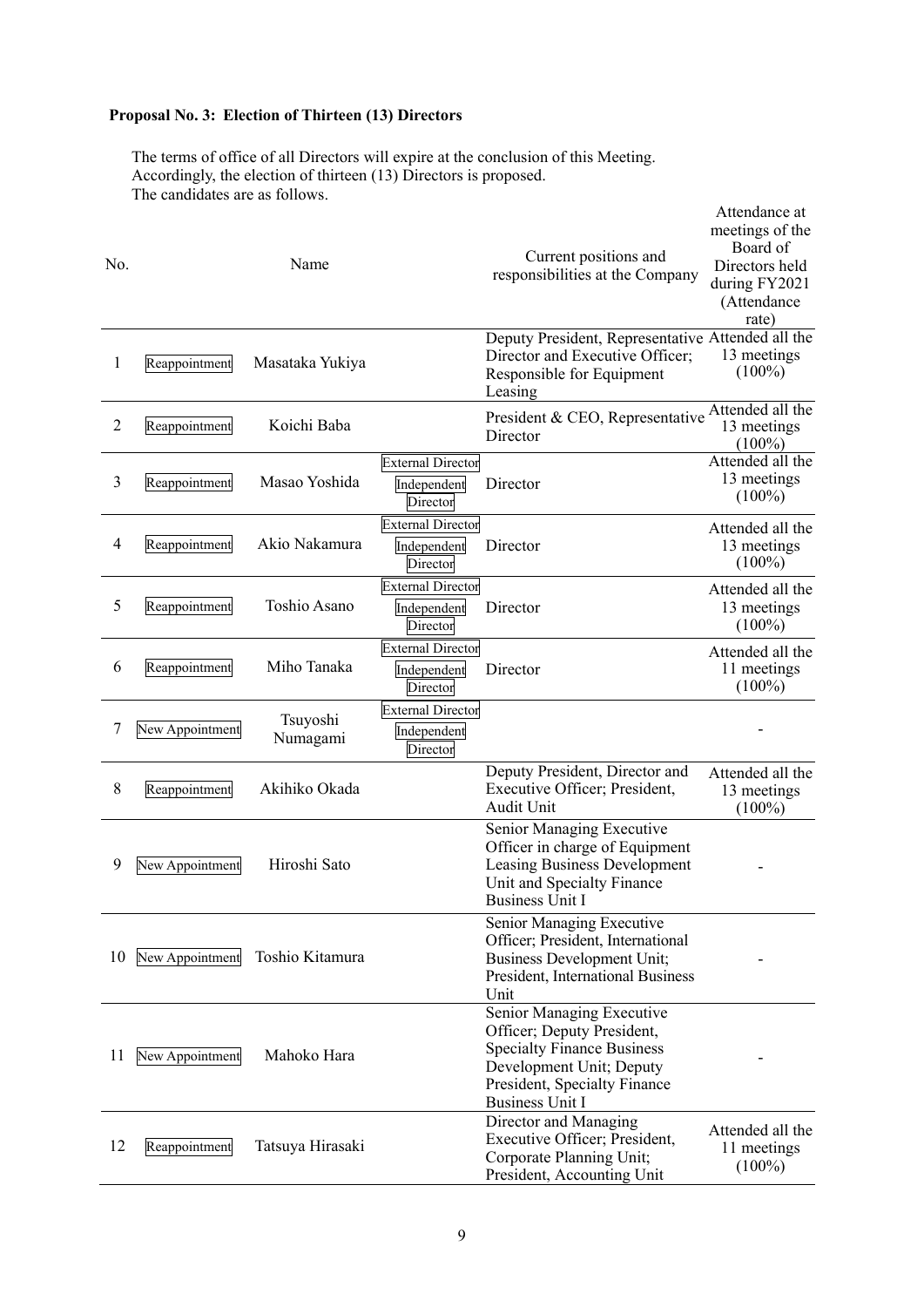**Proposal No. 3: Election of Thirteen (13) Directors**

The terms of office of all Directors will expire at the conclusion of this Meeting.
Accordingly, the election of thirteen (13) Directors is proposed.
The candidates are as follows.

| No. | | Name | | Current positions and responsibilities at the Company | Attendance at meetings of the Board of Directors held during FY2021 (Attendance rate) |
|---|---|---|---|---|---|
| 1 | Reappointment | Masataka Yukiya | | Deputy President, Representative Director and Executive Officer; Responsible for Equipment Leasing | Attended all the 13 meetings (100%) |
| 2 | Reappointment | Koichi Baba | | President & CEO, Representative Director | Attended all the 13 meetings (100%) |
| 3 | Reappointment | Masao Yoshida | External Director Independent Director | Director | Attended all the 13 meetings (100%) |
| 4 | Reappointment | Akio Nakamura | External Director Independent Director | Director | Attended all the 13 meetings (100%) |
| 5 | Reappointment | Toshio Asano | External Director Independent Director | Director | Attended all the 13 meetings (100%) |
| 6 | Reappointment | Miho Tanaka | External Director Independent Director | Director | Attended all the 11 meetings (100%) |
| 7 | New Appointment | Tsuyoshi Numagami | External Director Independent Director | | - |
| 8 | Reappointment | Akihiko Okada | | Deputy President, Director and Executive Officer; President, Audit Unit | Attended all the 13 meetings (100%) |
| 9 | New Appointment | Hiroshi Sato | | Senior Managing Executive Officer in charge of Equipment Leasing Business Development Unit and Specialty Finance Business Unit I | - |
| 10 | New Appointment | Toshio Kitamura | | Senior Managing Executive Officer; President, International Business Development Unit; President, International Business Unit | - |
| 11 | New Appointment | Mahoko Hara | | Senior Managing Executive Officer; Deputy President, Specialty Finance Business Development Unit; Deputy President, Specialty Finance Business Unit I | - |
| 12 | Reappointment | Tatsuya Hirasaki | | Director and Managing Executive Officer; President, Corporate Planning Unit; President, Accounting Unit | Attended all the 11 meetings (100%) |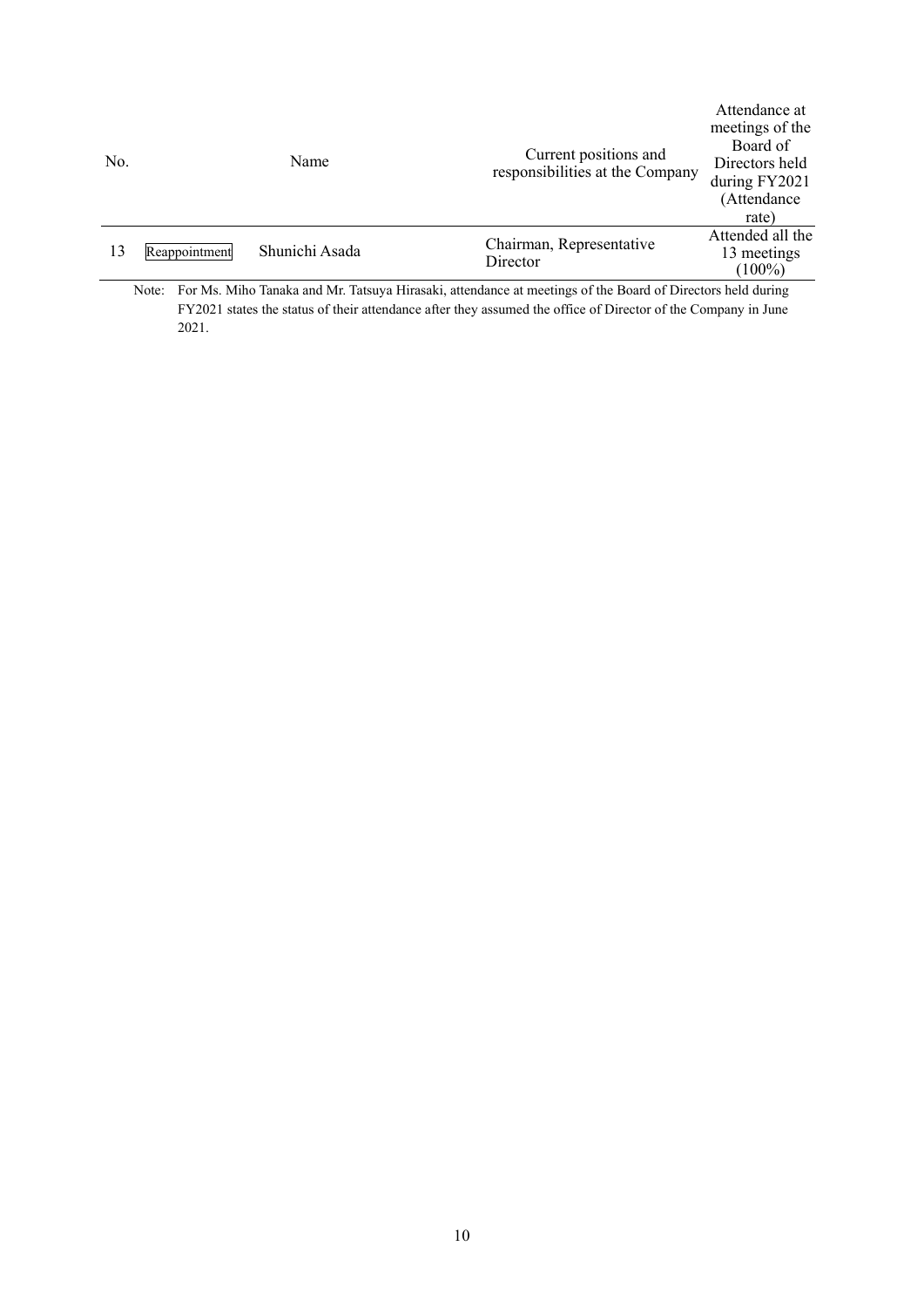| No. | | Name | Current positions and responsibilities at the Company | Attendance at meetings of the Board of Directors held during FY2021 (Attendance rate) |
|---|---|---|---|---|
| 13 | Reappointment | Shunichi Asada | Chairman, Representative Director | Attended all the 13 meetings (100%) |

Note: For Ms. Miho Tanaka and Mr. Tatsuya Hirasaki, attendance at meetings of the Board of Directors held during FY2021 states the status of their attendance after they assumed the office of Director of the Company in June 2021.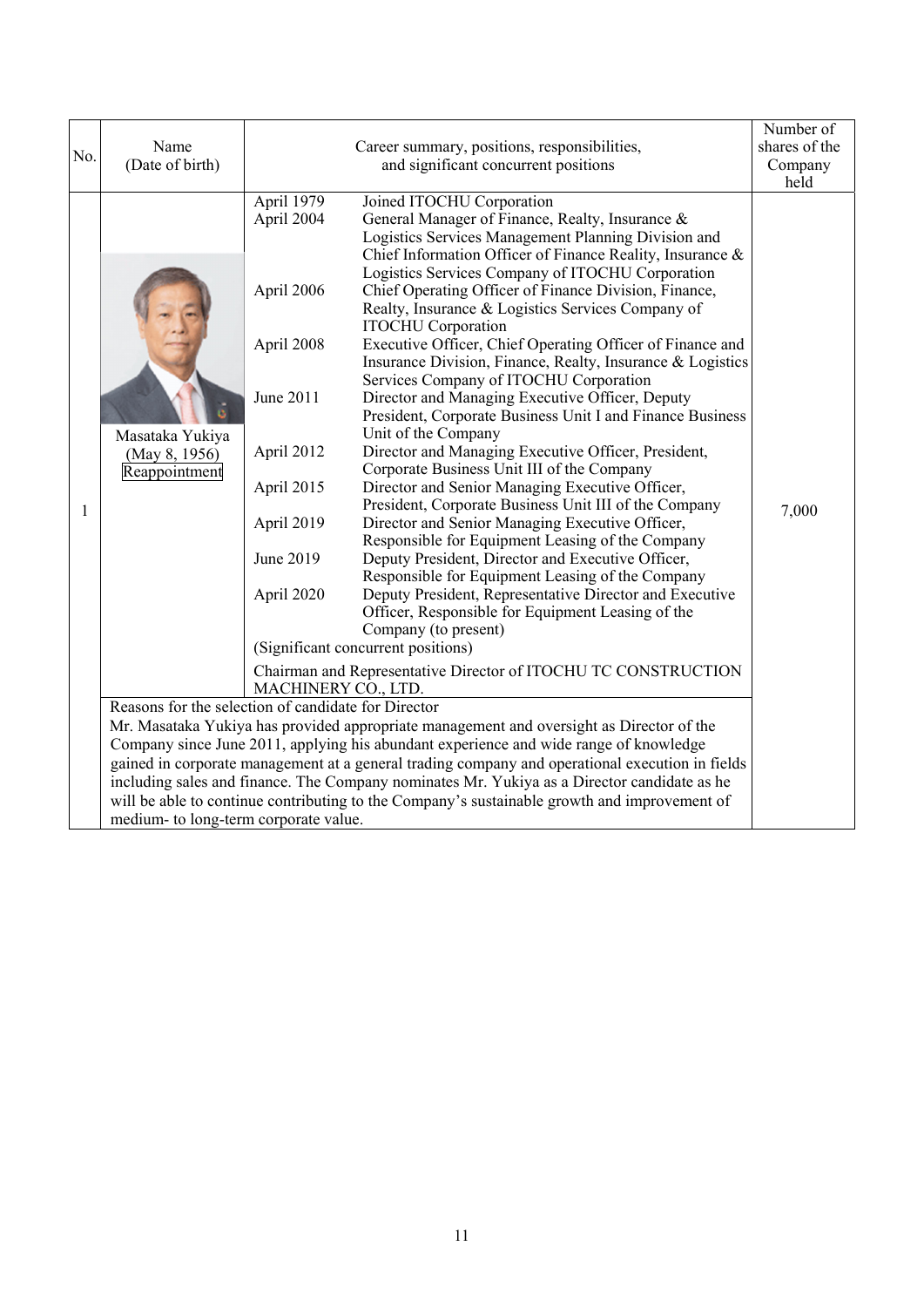| No. | Name (Date of birth) | Career summary, positions, responsibilities, and significant concurrent positions | Number of shares of the Company held |
|---|---|---|---|
| 1 | Masataka Yukiya (May 8, 1956) Reappointment | April 1979 Joined ITOCHU Corporation<br>April 2004 General Manager of Finance, Realty, Insurance & Logistics Services Management Planning Division and Chief Information Officer of Finance Reality, Insurance & Logistics Services Company of ITOCHU Corporation<br>April 2006 Chief Operating Officer of Finance Division, Finance, Realty, Insurance & Logistics Services Company of ITOCHU Corporation<br>April 2008 Executive Officer, Chief Operating Officer of Finance and Insurance Division, Finance, Realty, Insurance & Logistics Services Company of ITOCHU Corporation<br>June 2011 Director and Managing Executive Officer, Deputy President, Corporate Business Unit I and Finance Business Unit of the Company<br>April 2012 Director and Managing Executive Officer, President, Corporate Business Unit III of the Company<br>April 2015 Director and Senior Managing Executive Officer, President, Corporate Business Unit III of the Company<br>April 2019 Director and Senior Managing Executive Officer, Responsible for Equipment Leasing of the Company<br>June 2019 Deputy President, Director and Executive Officer, Responsible for Equipment Leasing of the Company<br>April 2020 Deputy President, Representative Director and Executive Officer, Responsible for Equipment Leasing of the Company (to present)<br>(Significant concurrent positions)<br>Chairman and Representative Director of ITOCHU TC CONSTRUCTION MACHINERY CO., LTD. | 7,000 |
| | Reasons for the selection of candidate for Director<br>Mr. Masataka Yukiya has provided appropriate management and oversight as Director of the Company since June 2011, applying his abundant experience and wide range of knowledge gained in corporate management at a general trading company and operational execution in fields including sales and finance. The Company nominates Mr. Yukiya as a Director candidate as he will be able to continue contributing to the Company's sustainable growth and improvement of medium- to long-term corporate value. | | |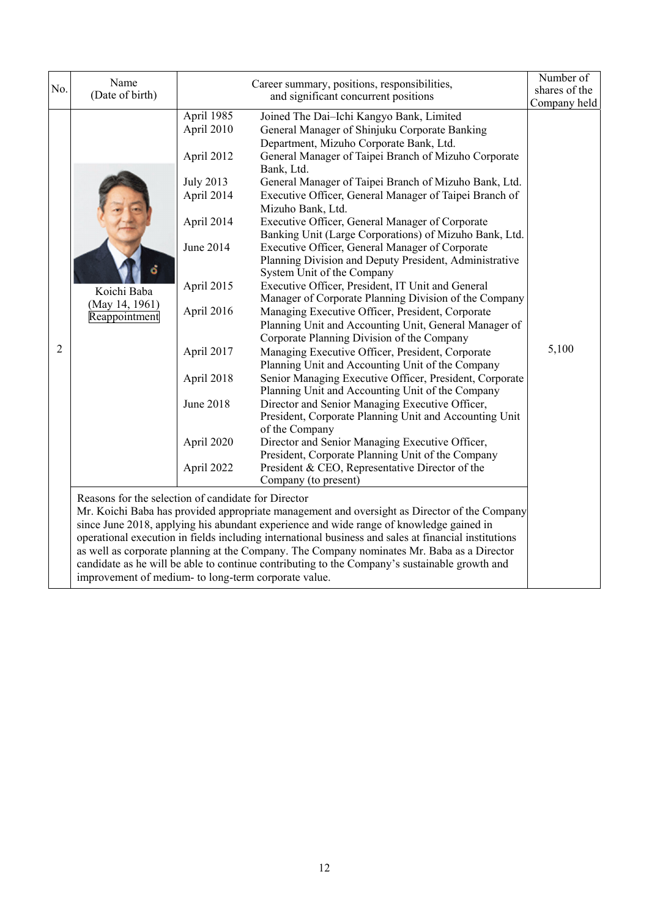| No. | Name (Date of birth) | Career summary, positions, responsibilities, and significant concurrent positions | | Number of shares of the Company held |
|---|---|---|---|---|
| 2 | Koichi Baba (May 14, 1961) Reappointment | April 1985 | Joined The Dai–Ichi Kangyo Bank, Limited | 5,100 |
| | | April 2010 | General Manager of Shinjuku Corporate Banking Department, Mizuho Corporate Bank, Ltd. | |
| | | April 2012 | General Manager of Taipei Branch of Mizuho Corporate Bank, Ltd. | |
| | | July 2013 | General Manager of Taipei Branch of Mizuho Bank, Ltd. | |
| | | April 2014 | Executive Officer, General Manager of Taipei Branch of Mizuho Bank, Ltd. | |
| | | April 2014 | Executive Officer, General Manager of Corporate Banking Unit (Large Corporations) of Mizuho Bank, Ltd. | |
| | | June 2014 | Executive Officer, General Manager of Corporate Planning Division and Deputy President, Administrative System Unit of the Company | |
| | | April 2015 | Executive Officer, President, IT Unit and General Manager of Corporate Planning Division of the Company | |
| | | April 2016 | Managing Executive Officer, President, Corporate Planning Unit and Accounting Unit, General Manager of Corporate Planning Division of the Company | |
| | | April 2017 | Managing Executive Officer, President, Corporate Planning Unit and Accounting Unit of the Company | |
| | | April 2018 | Senior Managing Executive Officer, President, Corporate Planning Unit and Accounting Unit of the Company | |
| | | June 2018 | Director and Senior Managing Executive Officer, President, Corporate Planning Unit and Accounting Unit of the Company | |
| | | April 2020 | Director and Senior Managing Executive Officer, President, Corporate Planning Unit of the Company | |
| | | April 2022 | President & CEO, Representative Director of the Company (to present) | |
| | Reasons for the selection of candidate for Director<br>Mr. Koichi Baba has provided appropriate management and oversight as Director of the Company since June 2018, applying his abundant experience and wide range of knowledge gained in operational execution in fields including international business and sales at financial institutions as well as corporate planning at the Company. The Company nominates Mr. Baba as a Director candidate as he will be able to continue contributing to the Company's sustainable growth and improvement of medium- to long-term corporate value. | | | |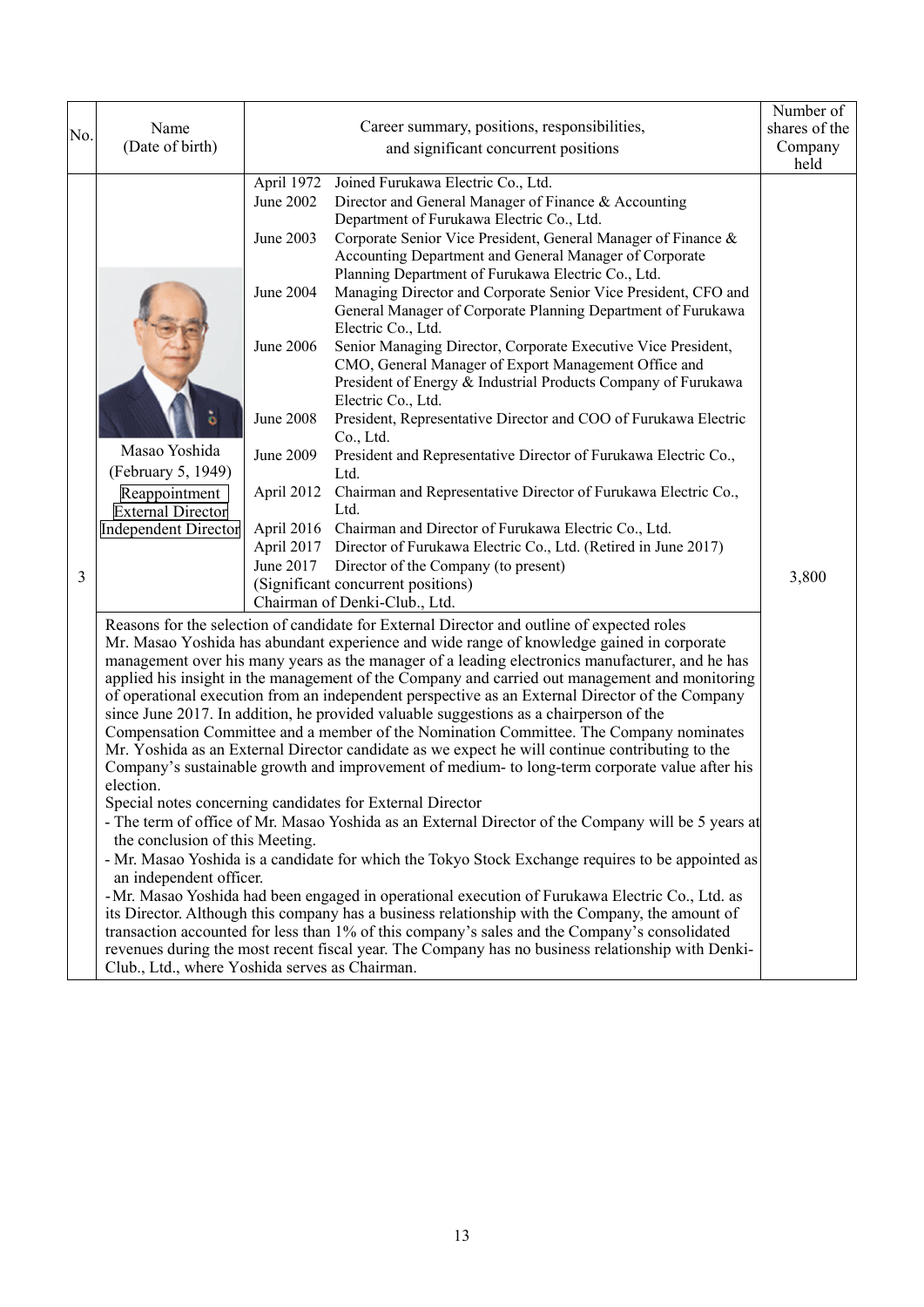| No. | Name (Date of birth) | Career summary, positions, responsibilities, and significant concurrent positions | Number of shares of the Company held |
|---|---|---|---|
| 3 | Masao Yoshida (February 5, 1949) Reappointment External Director Independent Director | April 1972 Joined Furukawa Electric Co., Ltd.<br>June 2002 Director and General Manager of Finance & Accounting Department of Furukawa Electric Co., Ltd.<br>June 2003 Corporate Senior Vice President, General Manager of Finance & Accounting Department and General Manager of Corporate Planning Department of Furukawa Electric Co., Ltd.<br>June 2004 Managing Director and Corporate Senior Vice President, CFO and General Manager of Corporate Planning Department of Furukawa Electric Co., Ltd.<br>June 2006 Senior Managing Director, Corporate Executive Vice President, CMO, General Manager of Export Management Office and President of Energy & Industrial Products Company of Furukawa Electric Co., Ltd.<br>June 2008 President, Representative Director and COO of Furukawa Electric Co., Ltd.<br>June 2009 President and Representative Director of Furukawa Electric Co., Ltd.<br>April 2012 Chairman and Representative Director of Furukawa Electric Co., Ltd.<br>April 2016 Chairman and Director of Furukawa Electric Co., Ltd.<br>April 2017 Director of Furukawa Electric Co., Ltd. (Retired in June 2017)<br>June 2017 Director of the Company (to present)<br>(Significant concurrent positions)<br>Chairman of Denki-Club., Ltd. | 3,800 |
| | Reasons for the selection of candidate for External Director and outline of expected roles<br>Mr. Masao Yoshida has abundant experience and wide range of knowledge gained in corporate management over his many years as the manager of a leading electronics manufacturer, and he has applied his insight in the management of the Company and carried out management and monitoring of operational execution from an independent perspective as an External Director of the Company since June 2017. In addition, he provided valuable suggestions as a chairperson of the Compensation Committee and a member of the Nomination Committee. The Company nominates Mr. Yoshida as an External Director candidate as we expect he will continue contributing to the Company's sustainable growth and improvement of medium- to long-term corporate value after his election.<br>Special notes concerning candidates for External Director<br>- The term of office of Mr. Masao Yoshida as an External Director of the Company will be 5 years at the conclusion of this Meeting.<br>- Mr. Masao Yoshida is a candidate for which the Tokyo Stock Exchange requires to be appointed as an independent officer.<br>- Mr. Masao Yoshida had been engaged in operational execution of Furukawa Electric Co., Ltd. as its Director. Although this company has a business relationship with the Company, the amount of transaction accounted for less than 1% of this company's sales and the Company's consolidated revenues during the most recent fiscal year. The Company has no business relationship with Denki-Club., Ltd., where Yoshida serves as Chairman. | | |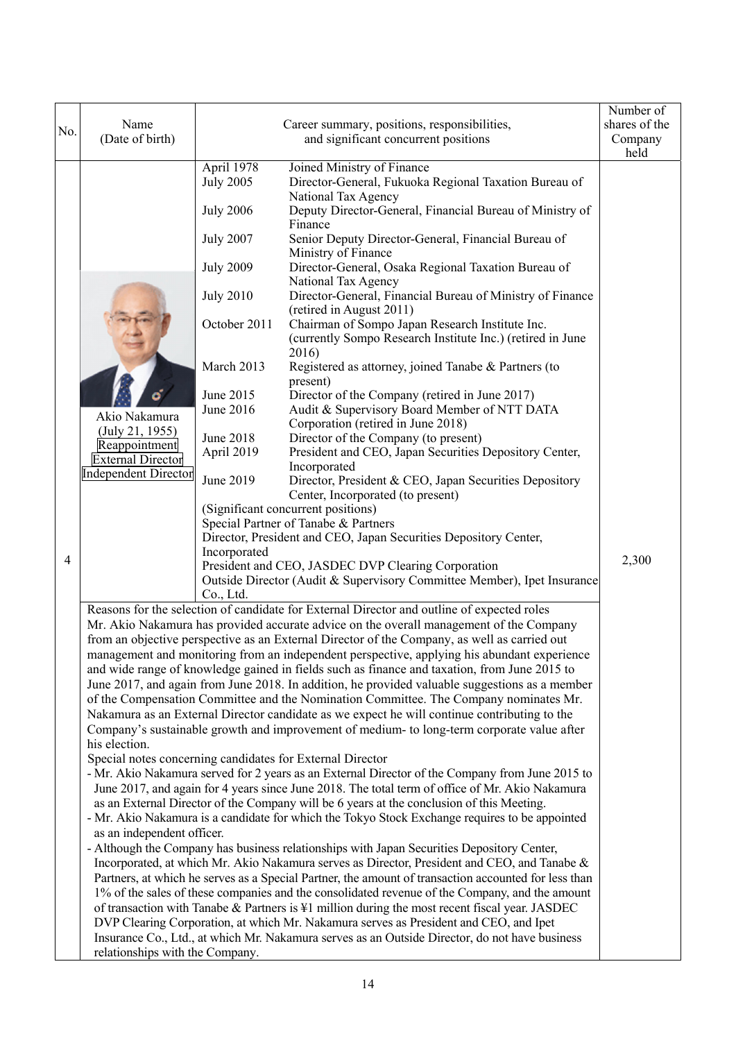| No. | Name (Date of birth) | Career summary, positions, responsibilities, and significant concurrent positions | Number of shares of the Company held |
|---|---|---|---|
| 4 | Akio Nakamura (July 21, 1955) Reappointment External Director Independent Director | April 1978 Joined Ministry of Finance<br>July 2005 Director-General, Fukuoka Regional Taxation Bureau of National Tax Agency<br>July 2006 Deputy Director-General, Financial Bureau of Ministry of Finance<br>July 2007 Senior Deputy Director-General, Financial Bureau of Ministry of Finance<br>July 2009 Director-General, Osaka Regional Taxation Bureau of National Tax Agency<br>July 2010 Director-General, Financial Bureau of Ministry of Finance (retired in August 2011)<br>October 2011 Chairman of Sompo Japan Research Institute Inc. (currently Sompo Research Institute Inc.) (retired in June 2016)<br>March 2013 Registered as attorney, joined Tanabe & Partners (to present)<br>June 2015 Director of the Company (retired in June 2017)<br>June 2016 Audit & Supervisory Board Member of NTT DATA Corporation (retired in June 2018)<br>June 2018 Director of the Company (to present)<br>April 2019 President and CEO, Japan Securities Depository Center, Incorporated<br>June 2019 Director, President & CEO, Japan Securities Depository Center, Incorporated (to present)<br>(Significant concurrent positions)<br>Special Partner of Tanabe & Partners<br>Director, President and CEO, Japan Securities Depository Center, Incorporated<br>President and CEO, JASDEC DVP Clearing Corporation<br>Outside Director (Audit & Supervisory Committee Member), Ipet Insurance Co., Ltd. | 2,300 |

Reasons for the selection of candidate for External Director and outline of expected roles

Mr. Akio Nakamura has provided accurate advice on the overall management of the Company from an objective perspective as an External Director of the Company, as well as carried out management and monitoring from an independent perspective, applying his abundant experience and wide range of knowledge gained in fields such as finance and taxation, from June 2015 to June 2017, and again from June 2018. In addition, he provided valuable suggestions as a member of the Compensation Committee and the Nomination Committee. The Company nominates Mr. Nakamura as an External Director candidate as we expect he will continue contributing to the Company's sustainable growth and improvement of medium- to long-term corporate value after his election.

Special notes concerning candidates for External Director

- Mr. Akio Nakamura served for 2 years as an External Director of the Company from June 2015 to June 2017, and again for 4 years since June 2018. The total term of office of Mr. Akio Nakamura as an External Director of the Company will be 6 years at the conclusion of this Meeting.
- Mr. Akio Nakamura is a candidate for which the Tokyo Stock Exchange requires to be appointed as an independent officer.
- Although the Company has business relationships with Japan Securities Depository Center, Incorporated, at which Mr. Akio Nakamura serves as Director, President and CEO, and Tanabe & Partners, at which he serves as a Special Partner, the amount of transaction accounted for less than 1% of the sales of these companies and the consolidated revenue of the Company, and the amount of transaction with Tanabe & Partners is ¥1 million during the most recent fiscal year. JASDEC DVP Clearing Corporation, at which Mr. Nakamura serves as President and CEO, and Ipet Insurance Co., Ltd., at which Mr. Nakamura serves as an Outside Director, do not have business relationships with the Company.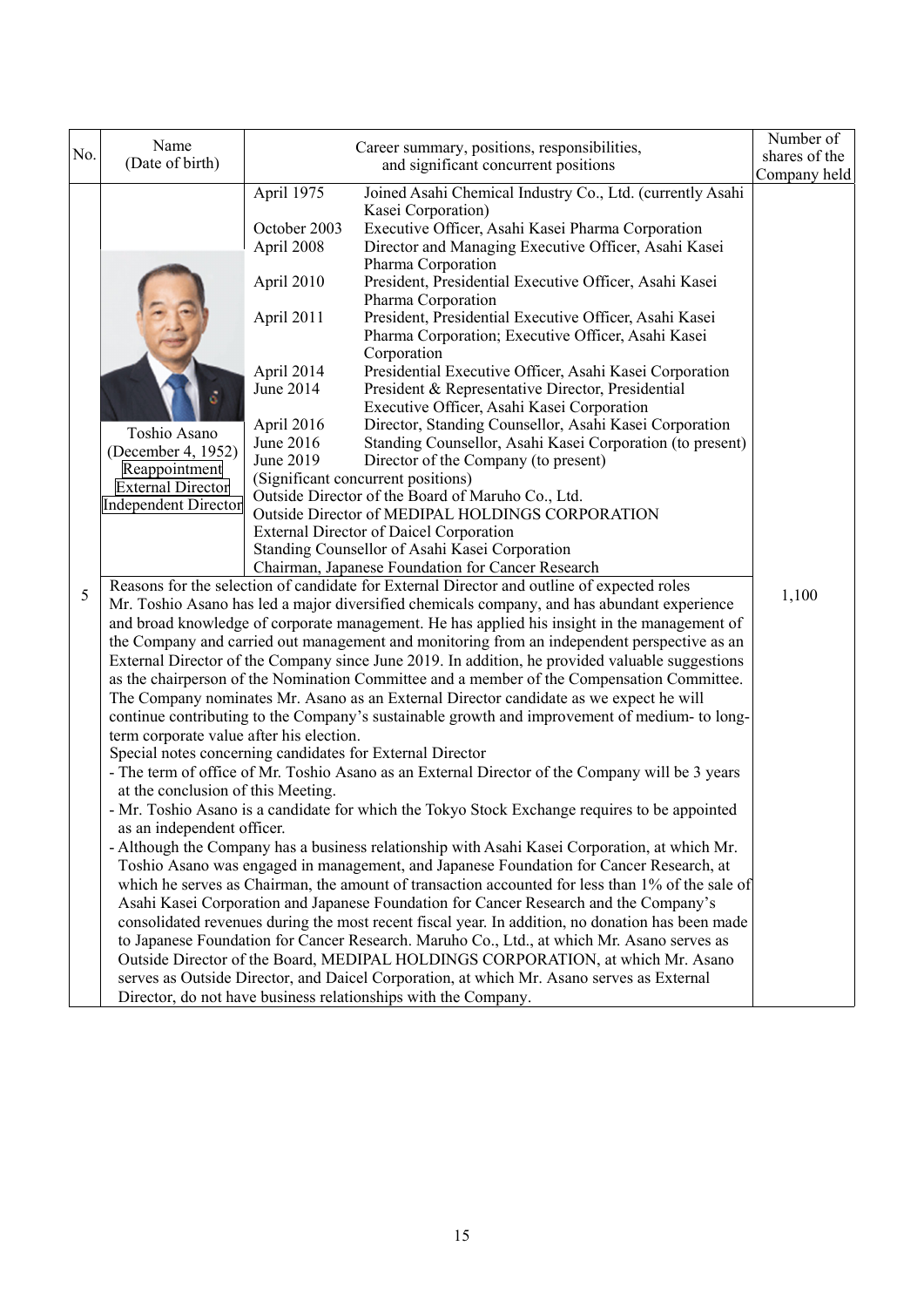| No. | Name (Date of birth) | Career summary, positions, responsibilities, and significant concurrent positions | Number of shares of the Company held |
|---|---|---|---|
| 5 | Toshio Asano (December 4, 1952) Reappointment External Director Independent Director | April 1975 Joined Asahi Chemical Industry Co., Ltd. (currently Asahi Kasei Corporation)<br>October 2003 Executive Officer, Asahi Kasei Pharma Corporation<br>April 2008 Director and Managing Executive Officer, Asahi Kasei Pharma Corporation<br>April 2010 President, Presidential Executive Officer, Asahi Kasei Pharma Corporation<br>April 2011 President, Presidential Executive Officer, Asahi Kasei Pharma Corporation; Executive Officer, Asahi Kasei Corporation<br>April 2014 Presidential Executive Officer, Asahi Kasei Corporation<br>June 2014 President & Representative Director, Presidential Executive Officer, Asahi Kasei Corporation<br>April 2016 Director, Standing Counsellor, Asahi Kasei Corporation<br>June 2016 Standing Counsellor, Asahi Kasei Corporation (to present)<br>June 2019 Director of the Company (to present)<br>(Significant concurrent positions)<br>Outside Director of the Board of Maruho Co., Ltd.<br>Outside Director of MEDIPAL HOLDINGS CORPORATION<br>External Director of Daicel Corporation<br>Standing Counsellor of Asahi Kasei Corporation<br>Chairman, Japanese Foundation for Cancer Research | 1,100 |

Reasons for the selection of candidate for External Director and outline of expected roles

Mr. Toshio Asano has led a major diversified chemicals company, and has abundant experience and broad knowledge of corporate management. He has applied his insight in the management of the Company and carried out management and monitoring from an independent perspective as an External Director of the Company since June 2019. In addition, he provided valuable suggestions as the chairperson of the Nomination Committee and a member of the Compensation Committee. The Company nominates Mr. Asano as an External Director candidate as we expect he will continue contributing to the Company's sustainable growth and improvement of medium- to long-term corporate value after his election.

Special notes concerning candidates for External Director

- The term of office of Mr. Toshio Asano as an External Director of the Company will be 3 years at the conclusion of this Meeting.
- Mr. Toshio Asano is a candidate for which the Tokyo Stock Exchange requires to be appointed as an independent officer.
- Although the Company has a business relationship with Asahi Kasei Corporation, at which Mr. Toshio Asano was engaged in management, and Japanese Foundation for Cancer Research, at which he serves as Chairman, the amount of transaction accounted for less than 1% of the sale of Asahi Kasei Corporation and Japanese Foundation for Cancer Research and the Company's consolidated revenues during the most recent fiscal year. In addition, no donation has been made to Japanese Foundation for Cancer Research. Maruho Co., Ltd., at which Mr. Asano serves as Outside Director of the Board, MEDIPAL HOLDINGS CORPORATION, at which Mr. Asano serves as Outside Director, and Daicel Corporation, at which Mr. Asano serves as External Director, do not have business relationships with the Company.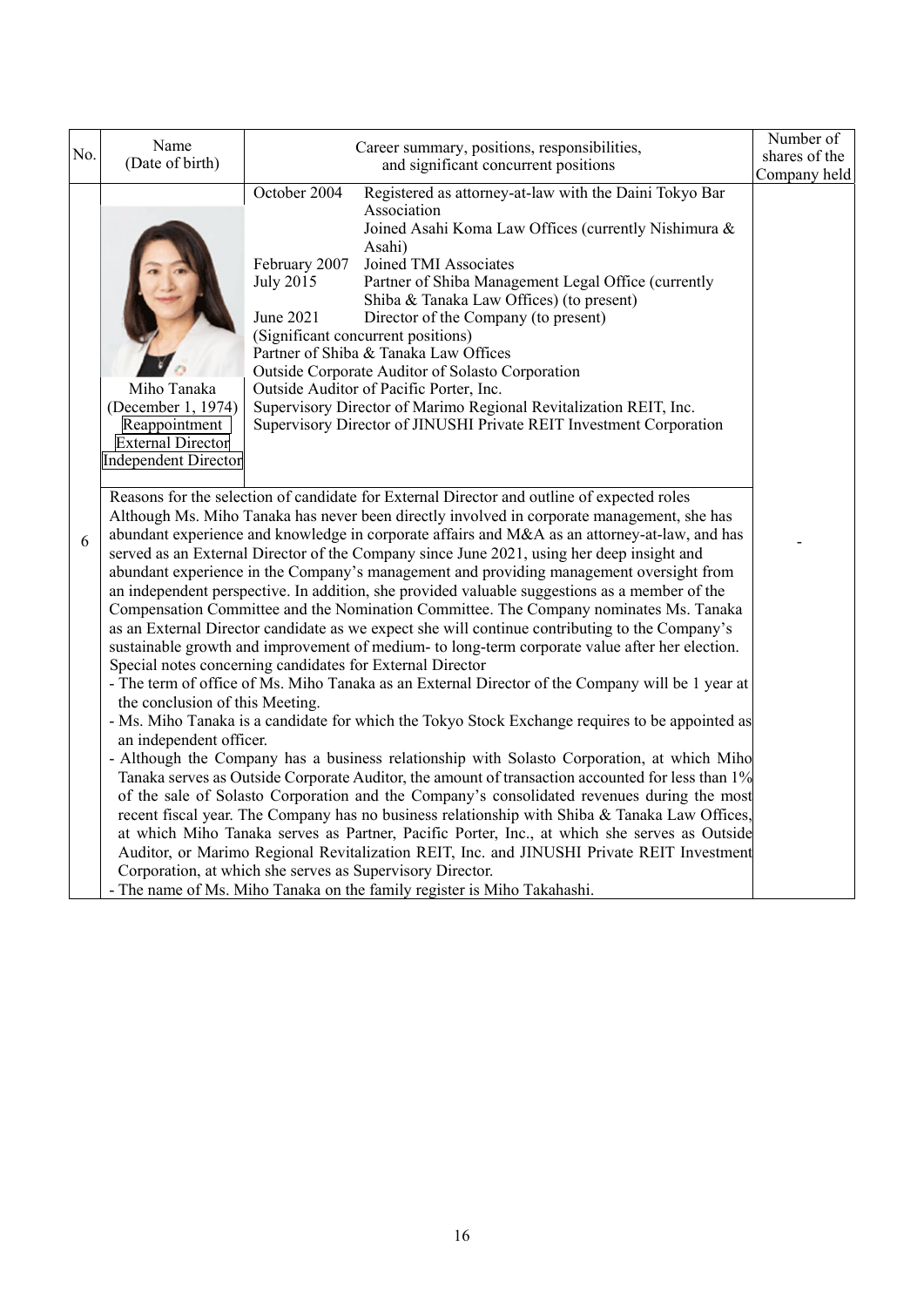| No. | Name (Date of birth) | Career summary, positions, responsibilities, and significant concurrent positions | Number of shares of the Company held |
|---|---|---|---|
| 6 | Miho Tanaka (December 1, 1974) Reappointment External Director Independent Director | October 2004 Registered as attorney-at-law with the Daini Tokyo Bar Association<br>Joined Asahi Koma Law Offices (currently Nishimura & Asahi)<br>February 2007 Joined TMI Associates<br>July 2015 Partner of Shiba Management Legal Office (currently Shiba & Tanaka Law Offices) (to present)<br>June 2021 Director of the Company (to present)<br>(Significant concurrent positions)<br>Partner of Shiba & Tanaka Law Offices<br>Outside Corporate Auditor of Solasto Corporation<br>Outside Auditor of Pacific Porter, Inc.<br>Supervisory Director of Marimo Regional Revitalization REIT, Inc.<br>Supervisory Director of JINUSHI Private REIT Investment Corporation | - |
| | Reasons for the selection of candidate for External Director and outline of expected roles<br>Although Ms. Miho Tanaka has never been directly involved in corporate management, she has abundant experience and knowledge in corporate affairs and M&A as an attorney-at-law, and has served as an External Director of the Company since June 2021, using her deep insight and abundant experience in the Company's management and providing management oversight from an independent perspective. In addition, she provided valuable suggestions as a member of the Compensation Committee and the Nomination Committee. The Company nominates Ms. Tanaka as an External Director candidate as we expect she will continue contributing to the Company's sustainable growth and improvement of medium- to long-term corporate value after her election.<br>Special notes concerning candidates for External Director<br>- The term of office of Ms. Miho Tanaka as an External Director of the Company will be 1 year at the conclusion of this Meeting.<br>- Ms. Miho Tanaka is a candidate for which the Tokyo Stock Exchange requires to be appointed as an independent officer.<br>- Although the Company has a business relationship with Solasto Corporation, at which Miho Tanaka serves as Outside Corporate Auditor, the amount of transaction accounted for less than 1% of the sale of Solasto Corporation and the Company's consolidated revenues during the most recent fiscal year. The Company has no business relationship with Shiba & Tanaka Law Offices, at which Miho Tanaka serves as Partner, Pacific Porter, Inc., at which she serves as Outside Auditor, or Marimo Regional Revitalization REIT, Inc. and JINUSHI Private REIT Investment Corporation, at which she serves as Supervisory Director.<br>- The name of Ms. Miho Tanaka on the family register is Miho Takahashi. | | |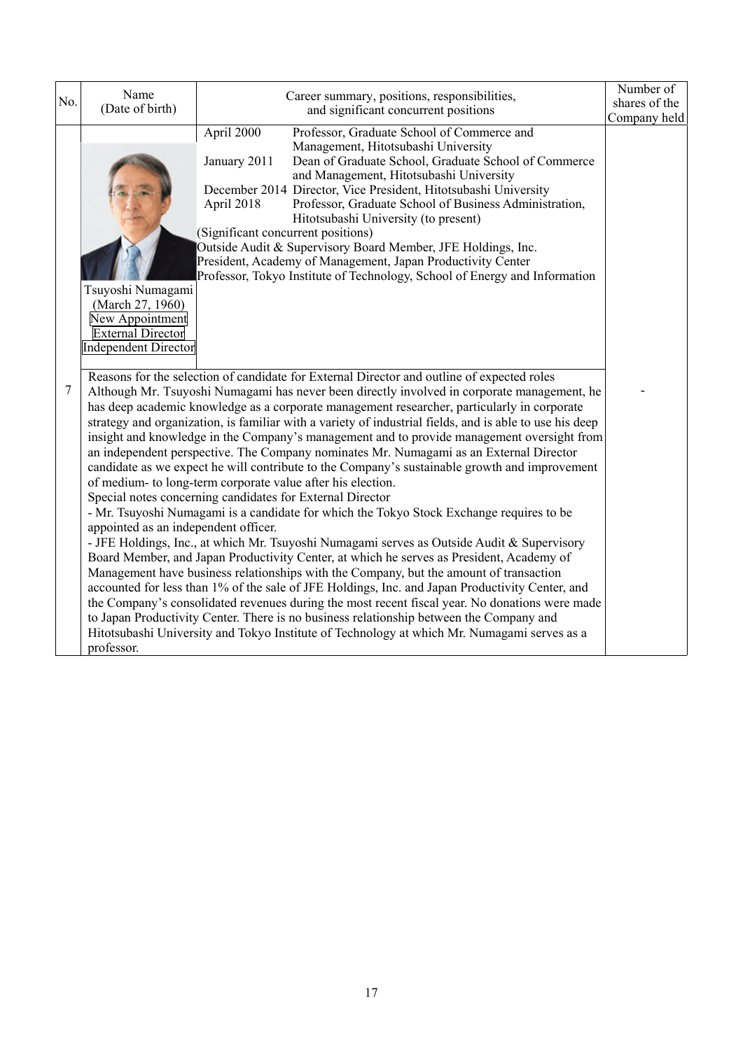| No. | Name (Date of birth) | Career summary, positions, responsibilities, and significant concurrent positions | Number of shares of the Company held |
|---|---|---|---|
| 7 | Tsuyoshi Numagami (March 27, 1960) New Appointment External Director Independent Director | April 2000 Professor, Graduate School of Commerce and Management, Hitotsubashi University<br>January 2011 Dean of Graduate School, Graduate School of Commerce and Management, Hitotsubashi University<br>December 2014 Director, Vice President, Hitotsubashi University<br>April 2018 Professor, Graduate School of Business Administration, Hitotsubashi University (to present)<br>(Significant concurrent positions)<br>Outside Audit & Supervisory Board Member, JFE Holdings, Inc.<br>President, Academy of Management, Japan Productivity Center<br>Professor, Tokyo Institute of Technology, School of Energy and Information | - |
| | Reasons for the selection of candidate for External Director and outline of expected roles<br>Although Mr. Tsuyoshi Numagami has never been directly involved in corporate management, he has deep academic knowledge as a corporate management researcher, particularly in corporate strategy and organization, is familiar with a variety of industrial fields, and is able to use his deep insight and knowledge in the Company's management and to provide management oversight from an independent perspective. The Company nominates Mr. Numagami as an External Director candidate as we expect he will contribute to the Company's sustainable growth and improvement of medium- to long-term corporate value after his election.<br>Special notes concerning candidates for External Director<br>- Mr. Tsuyoshi Numagami is a candidate for which the Tokyo Stock Exchange requires to be appointed as an independent officer.<br>- JFE Holdings, Inc., at which Mr. Tsuyoshi Numagami serves as Outside Audit & Supervisory Board Member, and Japan Productivity Center, at which he serves as President, Academy of Management have business relationships with the Company, but the amount of transaction accounted for less than 1% of the sale of JFE Holdings, Inc. and Japan Productivity Center, and the Company's consolidated revenues during the most recent fiscal year. No donations were made to Japan Productivity Center. There is no business relationship between the Company and Hitotsubashi University and Tokyo Institute of Technology at which Mr. Numagami serves as a professor. | | |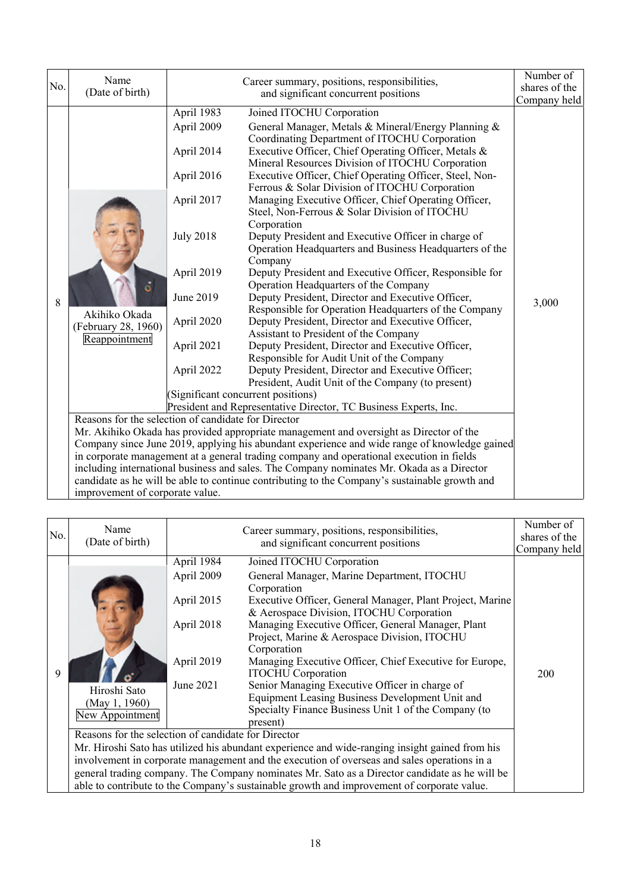| No. | Name (Date of birth) | Career summary, positions, responsibilities, and significant concurrent positions | | Number of shares of the Company held |
|---|---|---|---|---|
| 8 | Akihiko Okada (February 28, 1960) Reappointment | April 1983 | Joined ITOCHU Corporation | 3,000 |
| | | April 2009 | General Manager, Metals & Mineral/Energy Planning & Coordinating Department of ITOCHU Corporation | |
| | | April 2014 | Executive Officer, Chief Operating Officer, Metals & Mineral Resources Division of ITOCHU Corporation | |
| | | April 2016 | Executive Officer, Chief Operating Officer, Steel, Non-Ferrous & Solar Division of ITOCHU Corporation | |
| | | April 2017 | Managing Executive Officer, Chief Operating Officer, Steel, Non-Ferrous & Solar Division of ITOCHU Corporation | |
| | | July 2018 | Deputy President and Executive Officer in charge of Operation Headquarters and Business Headquarters of the Company | |
| | | April 2019 | Deputy President and Executive Officer, Responsible for Operation Headquarters of the Company | |
| | | June 2019 | Deputy President, Director and Executive Officer, Responsible for Operation Headquarters of the Company | |
| | | April 2020 | Deputy President, Director and Executive Officer, Assistant to President of the Company | |
| | | April 2021 | Deputy President, Director and Executive Officer, Responsible for Audit Unit of the Company | |
| | | April 2022 | Deputy President, Director and Executive Officer; President, Audit Unit of the Company (to present) | |
| | | (Significant concurrent positions) President and Representative Director, TC Business Experts, Inc. | | |
| | Reasons for the selection of candidate for Director<br>Mr. Akihiko Okada has provided appropriate management and oversight as Director of the Company since June 2019, applying his abundant experience and wide range of knowledge gained in corporate management at a general trading company and operational execution in fields including international business and sales. The Company nominates Mr. Okada as a Director candidate as he will be able to continue contributing to the Company's sustainable growth and improvement of corporate value. | | | |

| No. | Name (Date of birth) | Career summary, positions, responsibilities, and significant concurrent positions | | Number of shares of the Company held |
|---|---|---|---|---|
| 9 | Hiroshi Sato (May 1, 1960) New Appointment | April 1984 | Joined ITOCHU Corporation | 200 |
| | | April 2009 | General Manager, Marine Department, ITOCHU Corporation | |
| | | April 2015 | Executive Officer, General Manager, Plant Project, Marine & Aerospace Division, ITOCHU Corporation | |
| | | April 2018 | Managing Executive Officer, General Manager, Plant Project, Marine & Aerospace Division, ITOCHU Corporation | |
| | | April 2019 | Managing Executive Officer, Chief Executive for Europe, ITOCHU Corporation | |
| | | June 2021 | Senior Managing Executive Officer in charge of Equipment Leasing Business Development Unit and Specialty Finance Business Unit 1 of the Company (to present) | |
| | Reasons for the selection of candidate for Director<br>Mr. Hiroshi Sato has utilized his abundant experience and wide-ranging insight gained from his involvement in corporate management and the execution of overseas and sales operations in a general trading company. The Company nominates Mr. Sato as a Director candidate as he will be able to contribute to the Company's sustainable growth and improvement of corporate value. | | | |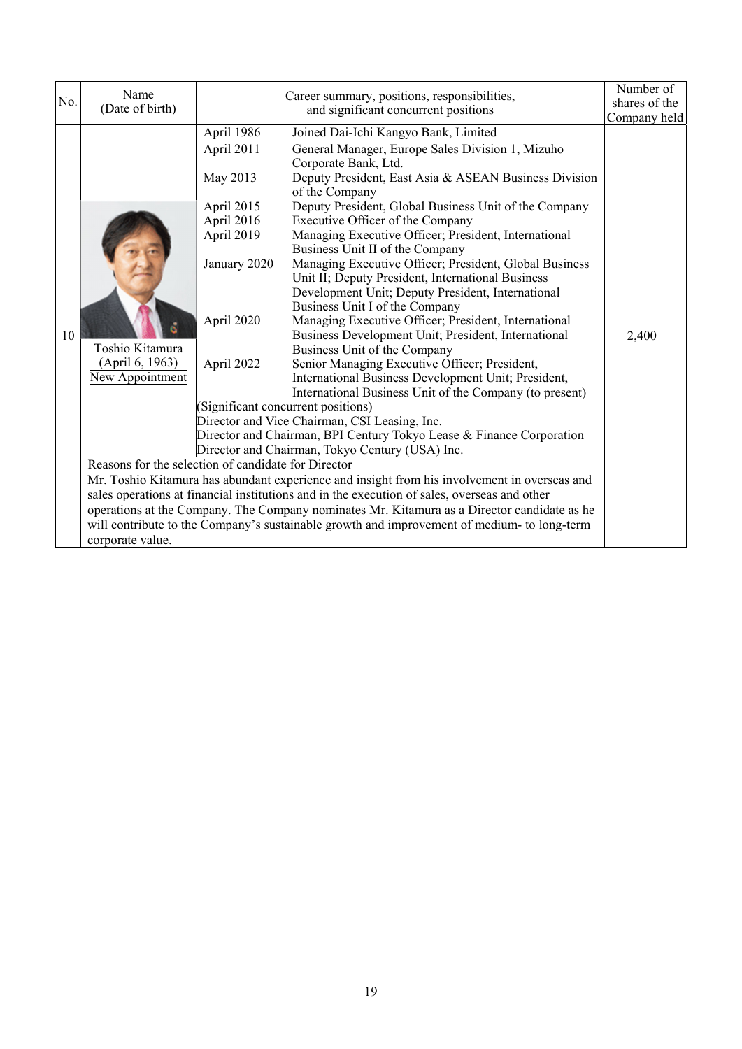| No. | Name (Date of birth) | Career summary, positions, responsibilities, and significant concurrent positions | | Number of shares of the Company held |
|---|---|---|---|---|
| 10 | Toshio Kitamura (April 6, 1963) New Appointment | April 1986 | Joined Dai-Ichi Kangyo Bank, Limited | 2,400 |
| | | April 2011 | General Manager, Europe Sales Division 1, Mizuho Corporate Bank, Ltd. | |
| | | May 2013 | Deputy President, East Asia & ASEAN Business Division of the Company | |
| | | April 2015 | Deputy President, Global Business Unit of the Company | |
| | | April 2016 | Executive Officer of the Company | |
| | | April 2019 | Managing Executive Officer; President, International Business Unit II of the Company | |
| | | January 2020 | Managing Executive Officer; President, Global Business Unit II; Deputy President, International Business Development Unit; Deputy President, International Business Unit I of the Company | |
| | | April 2020 | Managing Executive Officer; President, International Business Development Unit; President, International Business Unit of the Company | |
| | | April 2022 | Senior Managing Executive Officer; President, International Business Development Unit; President, International Business Unit of the Company (to present) | |
| | | (Significant concurrent positions)<br>Director and Vice Chairman, CSI Leasing, Inc.<br>Director and Chairman, BPI Century Tokyo Lease & Finance Corporation<br>Director and Chairman, Tokyo Century (USA) Inc. | | |
| | Reasons for the selection of candidate for Director<br>Mr. Toshio Kitamura has abundant experience and insight from his involvement in overseas and sales operations at financial institutions and in the execution of sales, overseas and other operations at the Company. The Company nominates Mr. Kitamura as a Director candidate as he will contribute to the Company's sustainable growth and improvement of medium- to long-term corporate value. | | | |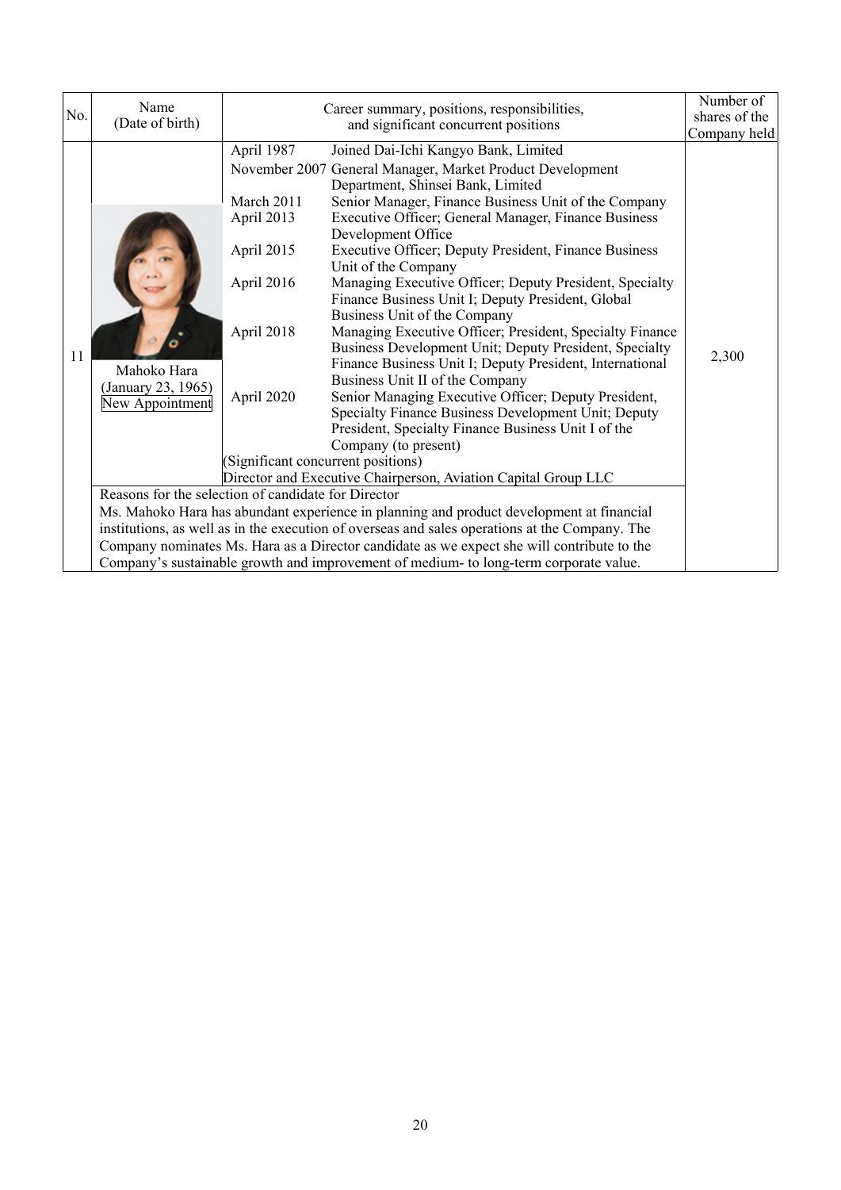| No. | Name (Date of birth) | Career summary, positions, responsibilities, and significant concurrent positions | | Number of shares of the Company held |
|---|---|---|---|---|
| 11 | Mahoko Hara (January 23, 1965) New Appointment | April 1987 | Joined Dai-Ichi Kangyo Bank, Limited | 2,300 |
| | | November 2007 | General Manager, Market Product Development Department, Shinsei Bank, Limited | |
| | | March 2011 | Senior Manager, Finance Business Unit of the Company | |
| | | April 2013 | Executive Officer; General Manager, Finance Business Development Office | |
| | | April 2015 | Executive Officer; Deputy President, Finance Business Unit of the Company | |
| | | April 2016 | Managing Executive Officer; Deputy President, Specialty Finance Business Unit I; Deputy President, Global Business Unit of the Company | |
| | | April 2018 | Managing Executive Officer; President, Specialty Finance Business Development Unit; Deputy President, Specialty Finance Business Unit I; Deputy President, International Business Unit II of the Company | |
| | | April 2020 | Senior Managing Executive Officer; Deputy President, Specialty Finance Business Development Unit; Deputy President, Specialty Finance Business Unit I of the Company (to present) | |
| | | (Significant concurrent positions) Director and Executive Chairperson, Aviation Capital Group LLC | | |
| | Reasons for the selection of candidate for Director<br>Ms. Mahoko Hara has abundant experience in planning and product development at financial institutions, as well as in the execution of overseas and sales operations at the Company. The Company nominates Ms. Hara as a Director candidate as we expect she will contribute to the Company's sustainable growth and improvement of medium- to long-term corporate value. | | | |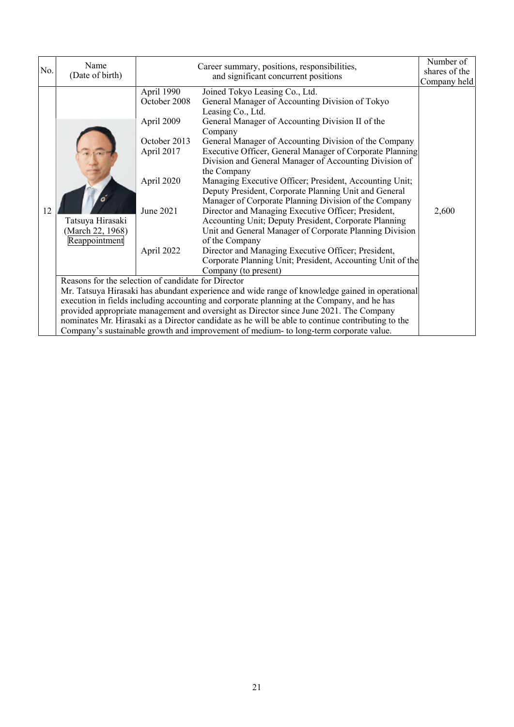| No. | Name (Date of birth) | Career summary, positions, responsibilities, and significant concurrent positions | | Number of shares of the Company held |
|---|---|---|---|---|
| 12 | Tatsuya Hirasaki (March 22, 1968) Reappointment | April 1990 | Joined Tokyo Leasing Co., Ltd. | 2,600 |
| | | October 2008 | General Manager of Accounting Division of Tokyo Leasing Co., Ltd. | |
| | | April 2009 | General Manager of Accounting Division II of the Company | |
| | | October 2013 | General Manager of Accounting Division of the Company | |
| | | April 2017 | Executive Officer, General Manager of Corporate Planning Division and General Manager of Accounting Division of the Company | |
| | | April 2020 | Managing Executive Officer; President, Accounting Unit; Deputy President, Corporate Planning Unit and General Manager of Corporate Planning Division of the Company | |
| | | June 2021 | Director and Managing Executive Officer; President, Accounting Unit; Deputy President, Corporate Planning Unit and General Manager of Corporate Planning Division of the Company | |
| | | April 2022 | Director and Managing Executive Officer; President, Corporate Planning Unit; President, Accounting Unit of the Company (to present) | |
| | Reasons for the selection of candidate for Director<br>Mr. Tatsuya Hirasaki has abundant experience and wide range of knowledge gained in operational execution in fields including accounting and corporate planning at the Company, and he has provided appropriate management and oversight as Director since June 2021. The Company nominates Mr. Hirasaki as a Director candidate as he will be able to continue contributing to the Company's sustainable growth and improvement of medium- to long-term corporate value. | | | |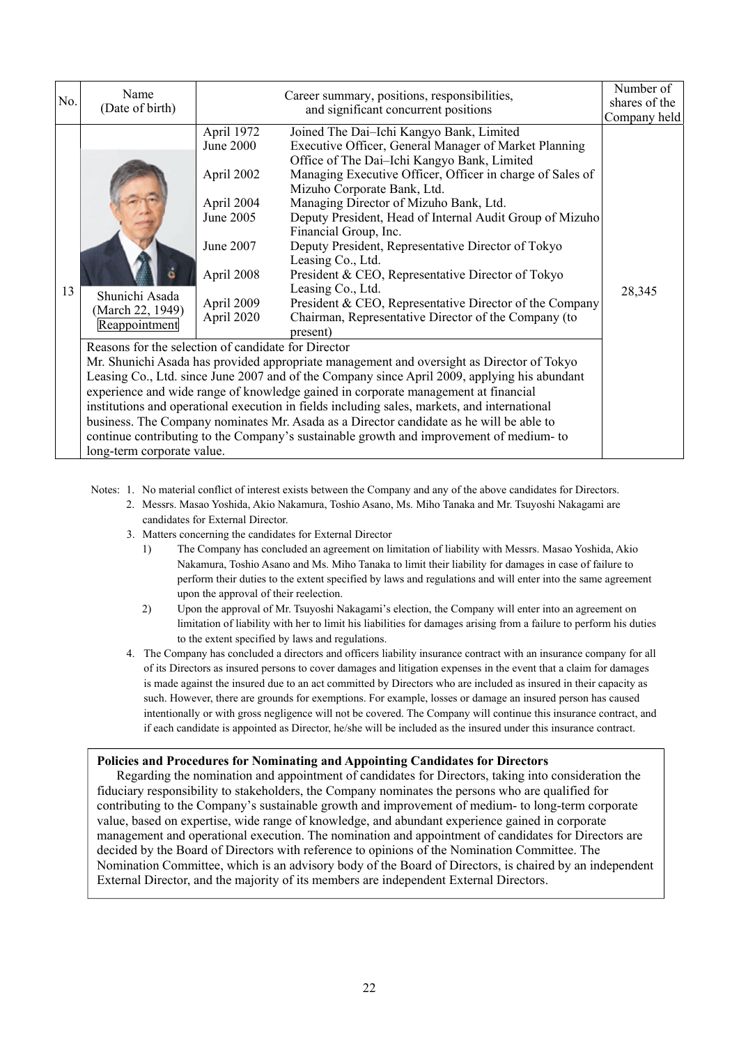| No. | Name (Date of birth) | Career summary, positions, responsibilities, and significant concurrent positions | Number of shares of the Company held |
|---|---|---|---|
| 13 | Shunichi Asada (March 22, 1949) Reappointment | April 1972 Joined The Dai–Ichi Kangyo Bank, Limited<br>June 2000 Executive Officer, General Manager of Market Planning Office of The Dai–Ichi Kangyo Bank, Limited<br>April 2002 Managing Executive Officer, Officer in charge of Sales of Mizuho Corporate Bank, Ltd.<br>April 2004 Managing Director of Mizuho Bank, Ltd.<br>June 2005 Deputy President, Head of Internal Audit Group of Mizuho Financial Group, Inc.<br>June 2007 Deputy President, Representative Director of Tokyo Leasing Co., Ltd.<br>April 2008 President & CEO, Representative Director of Tokyo Leasing Co., Ltd.<br>April 2009 President & CEO, Representative Director of the Company<br>April 2020 Chairman, Representative Director of the Company (to present) | 28,345 |
| | Reasons for the selection of candidate for Director<br>Mr. Shunichi Asada has provided appropriate management and oversight as Director of Tokyo Leasing Co., Ltd. since June 2007 and of the Company since April 2009, applying his abundant experience and wide range of knowledge gained in corporate management at financial institutions and operational execution in fields including sales, markets, and international business. The Company nominates Mr. Asada as a Director candidate as he will be able to continue contributing to the Company's sustainable growth and improvement of medium- to long-term corporate value. | | |

Notes:
1. No material conflict of interest exists between the Company and any of the above candidates for Directors.
2. Messrs. Masao Yoshida, Akio Nakamura, Toshio Asano, Ms. Miho Tanaka and Mr. Tsuyoshi Nakagami are candidates for External Director.
3. Matters concerning the candidates for External Director
   1) The Company has concluded an agreement on limitation of liability with Messrs. Masao Yoshida, Akio Nakamura, Toshio Asano and Ms. Miho Tanaka to limit their liability for damages in case of failure to perform their duties to the extent specified by laws and regulations and will enter into the same agreement upon the approval of their reelection.
   2) Upon the approval of Mr. Tsuyoshi Nakagami's election, the Company will enter into an agreement on limitation of liability with her to limit his liabilities for damages arising from a failure to perform his duties to the extent specified by laws and regulations.
4. The Company has concluded a directors and officers liability insurance contract with an insurance company for all of its Directors as insured persons to cover damages and litigation expenses in the event that a claim for damages is made against the insured due to an act committed by Directors who are included as insured in their capacity as such. However, there are grounds for exemptions. For example, losses or damage an insured person has caused intentionally or with gross negligence will not be covered. The Company will continue this insurance contract, and if each candidate is appointed as Director, he/she will be included as the insured under this insurance contract.

**Policies and Procedures for Nominating and Appointing Candidates for Directors**

Regarding the nomination and appointment of candidates for Directors, taking into consideration the fiduciary responsibility to stakeholders, the Company nominates the persons who are qualified for contributing to the Company's sustainable growth and improvement of medium- to long-term corporate value, based on expertise, wide range of knowledge, and abundant experience gained in corporate management and operational execution. The nomination and appointment of candidates for Directors are decided by the Board of Directors with reference to opinions of the Nomination Committee. The Nomination Committee, which is an advisory body of the Board of Directors, is chaired by an independent External Director, and the majority of its members are independent External Directors.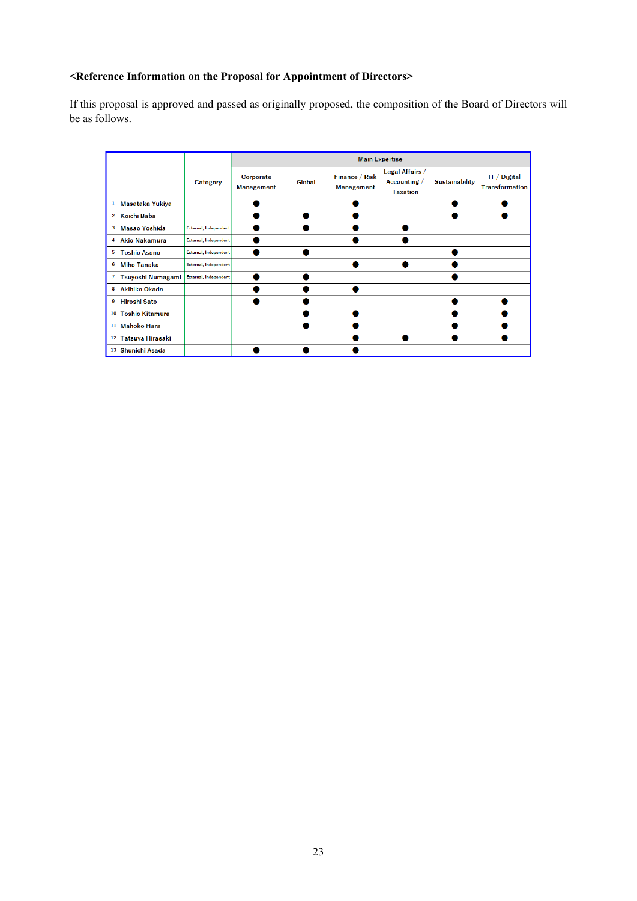**<Reference Information on the Proposal for Appointment of Directors>**

If this proposal is approved and passed as originally proposed, the composition of the Board of Directors will be as follows.

| | | Category | Main Expertise | | | | | |
|---|---|---|---|---|---|---|---|---|
| | | | Corporate Management | Global | Finance / Risk Management | Legal Affairs / Accounting / Taxation | Sustainability | IT / Digital Transformation |
| 1 | Masataka Yukiya | | ● | | ● | | ● | ● |
| 2 | Koichi Baba | | ● | ● | ● | | ● | ● |
| 3 | Masao Yoshida | External, Independent | ● | ● | ● | ● | | |
| 4 | Akio Nakamura | External, Independent | ● | | ● | ● | | |
| 5 | Toshio Asano | External, Independent | ● | ● | | | ● | |
| 6 | Miho Tanaka | External, Independent | | | ● | ● | ● | |
| 7 | Tsuyoshi Numagami | External, Independent | ● | ● | | | ● | |
| 8 | Akihiko Okada | | ● | ● | ● | | | |
| 9 | Hiroshi Sato | | ● | ● | | | ● | ● |
| 10 | Toshio Kitamura | | | ● | ● | | ● | ● |
| 11 | Mahoko Hara | | | ● | ● | | ● | ● |
| 12 | Tatsuya Hirasaki | | | | ● | ● | ● | ● |
| 13 | Shunichi Asada | | ● | ● | ● | | | |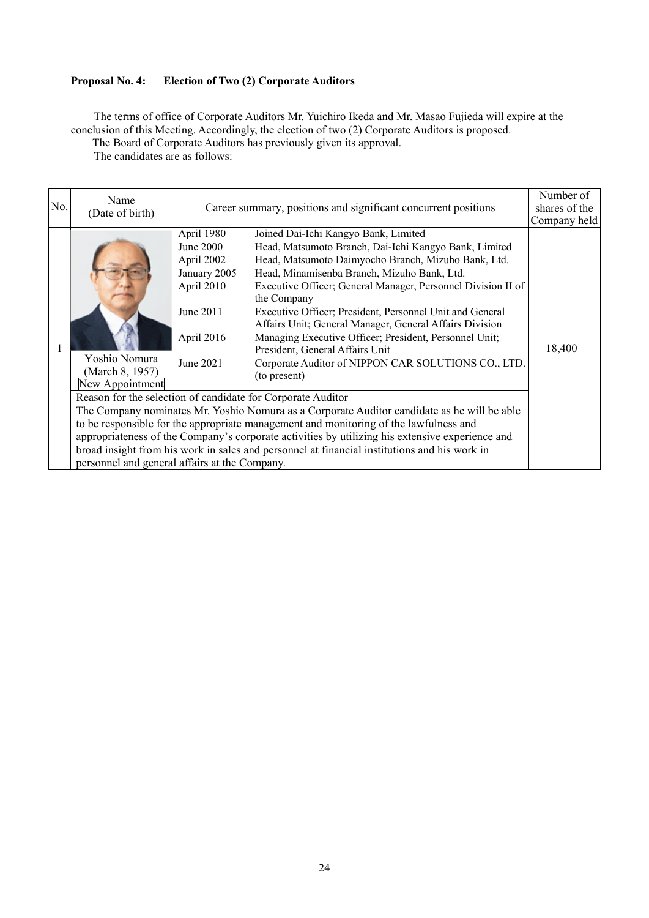**Proposal No. 4: Election of Two (2) Corporate Auditors**

The terms of office of Corporate Auditors Mr. Yuichiro Ikeda and Mr. Masao Fujieda will expire at the conclusion of this Meeting. Accordingly, the election of two (2) Corporate Auditors is proposed.

The Board of Corporate Auditors has previously given its approval.

The candidates are as follows:

| No. | Name (Date of birth) | Career summary, positions and significant concurrent positions | | Number of shares of the Company held |
|---|---|---|---|---|
| 1 | Yoshio Nomura (March 8, 1957) New Appointment | April 1980 | Joined Dai-Ichi Kangyo Bank, Limited | 18,400 |
| | | June 2000 | Head, Matsumoto Branch, Dai-Ichi Kangyo Bank, Limited | |
| | | April 2002 | Head, Matsumoto Daimyocho Branch, Mizuho Bank, Ltd. | |
| | | January 2005 | Head, Minamisenba Branch, Mizuho Bank, Ltd. | |
| | | April 2010 | Executive Officer; General Manager, Personnel Division II of the Company | |
| | | June 2011 | Executive Officer; President, Personnel Unit and General Affairs Unit; General Manager, General Affairs Division | |
| | | April 2016 | Managing Executive Officer; President, Personnel Unit; President, General Affairs Unit | |
| | | June 2021 | Corporate Auditor of NIPPON CAR SOLUTIONS CO., LTD. (to present) | |
| | Reason for the selection of candidate for Corporate Auditor<br>The Company nominates Mr. Yoshio Nomura as a Corporate Auditor candidate as he will be able to be responsible for the appropriate management and monitoring of the lawfulness and appropriateness of the Company's corporate activities by utilizing his extensive experience and broad insight from his work in sales and personnel at financial institutions and his work in personnel and general affairs at the Company. | | | |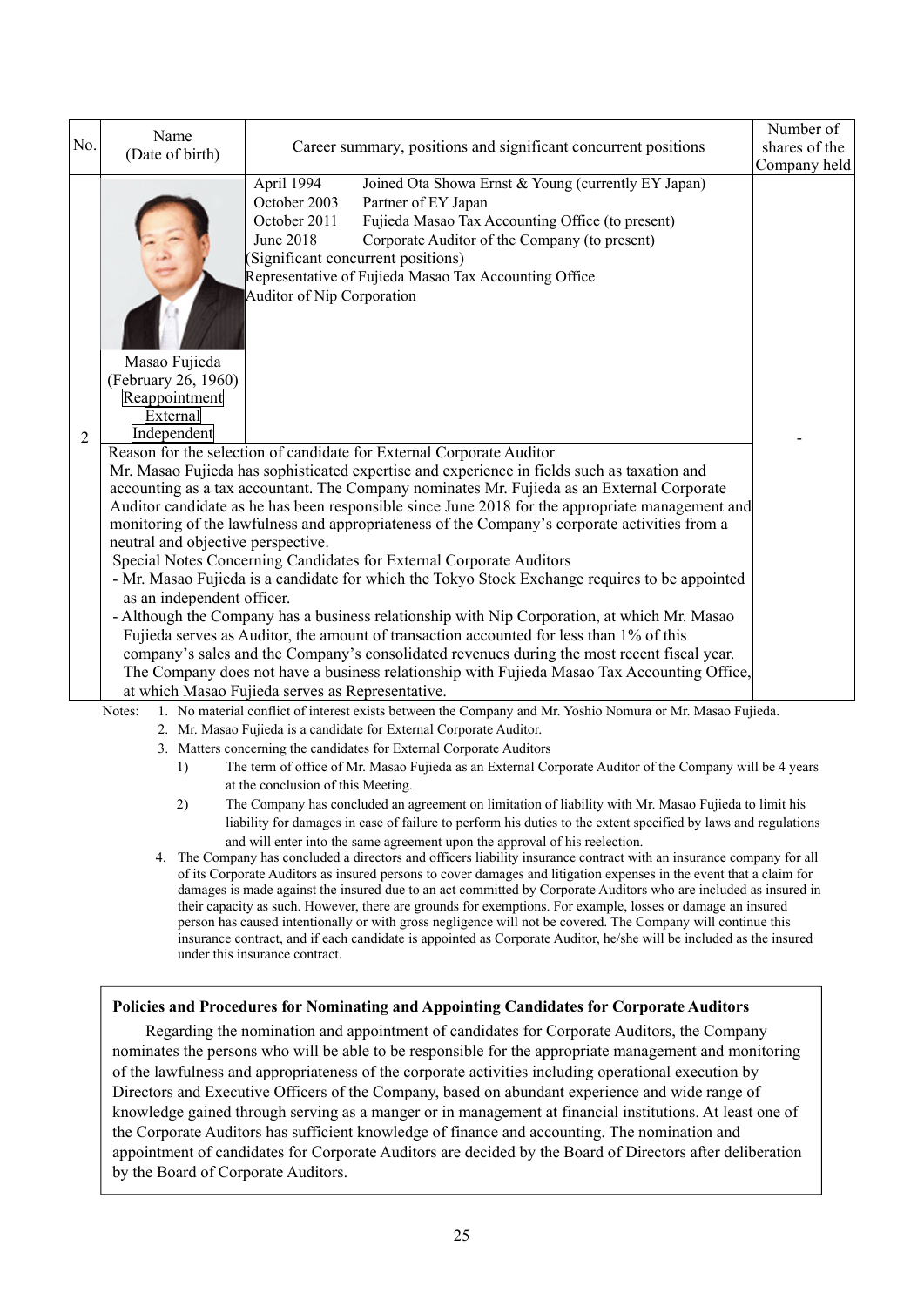| No. | Name (Date of birth) | Career summary, positions and significant concurrent positions | Number of shares of the Company held |
|---|---|---|---|
| 2 | Masao Fujieda (February 26, 1960) Reappointment External Independent | April 1994 Joined Ota Showa Ernst & Young (currently EY Japan)<br>October 2003 Partner of EY Japan<br>October 2011 Fujieda Masao Tax Accounting Office (to present)<br>June 2018 Corporate Auditor of the Company (to present)<br>(Significant concurrent positions)<br>Representative of Fujieda Masao Tax Accounting Office<br>Auditor of Nip Corporation | - |
| | Reason for the selection of candidate for External Corporate Auditor<br>Mr. Masao Fujieda has sophisticated expertise and experience in fields such as taxation and accounting as a tax accountant. The Company nominates Mr. Fujieda as an External Corporate Auditor candidate as he has been responsible since June 2018 for the appropriate management and monitoring of the lawfulness and appropriateness of the Company's corporate activities from a neutral and objective perspective.<br>Special Notes Concerning Candidates for External Corporate Auditors<br>- Mr. Masao Fujieda is a candidate for which the Tokyo Stock Exchange requires to be appointed as an independent officer.<br>- Although the Company has a business relationship with Nip Corporation, at which Mr. Masao Fujieda serves as Auditor, the amount of transaction accounted for less than 1% of this company's sales and the Company's consolidated revenues during the most recent fiscal year. The Company does not have a business relationship with Fujieda Masao Tax Accounting Office, at which Masao Fujieda serves as Representative. | | |

Notes:
1. No material conflict of interest exists between the Company and Mr. Yoshio Nomura or Mr. Masao Fujieda.
2. Mr. Masao Fujieda is a candidate for External Corporate Auditor.
3. Matters concerning the candidates for External Corporate Auditors
   1) The term of office of Mr. Masao Fujieda as an External Corporate Auditor of the Company will be 4 years at the conclusion of this Meeting.
   2) The Company has concluded an agreement on limitation of liability with Mr. Masao Fujieda to limit his liability for damages in case of failure to perform his duties to the extent specified by laws and regulations and will enter into the same agreement upon the approval of his reelection.
4. The Company has concluded a directors and officers liability insurance contract with an insurance company for all of its Corporate Auditors as insured persons to cover damages and litigation expenses in the event that a claim for damages is made against the insured due to an act committed by Corporate Auditors who are included as insured in their capacity as such. However, there are grounds for exemptions. For example, losses or damage an insured person has caused intentionally or with gross negligence will not be covered. The Company will continue this insurance contract, and if each candidate is appointed as Corporate Auditor, he/she will be included as the insured under this insurance contract.

**Policies and Procedures for Nominating and Appointing Candidates for Corporate Auditors**

Regarding the nomination and appointment of candidates for Corporate Auditors, the Company nominates the persons who will be able to be responsible for the appropriate management and monitoring of the lawfulness and appropriateness of the corporate activities including operational execution by Directors and Executive Officers of the Company, based on abundant experience and wide range of knowledge gained through serving as a manger or in management at financial institutions. At least one of the Corporate Auditors has sufficient knowledge of finance and accounting. The nomination and appointment of candidates for Corporate Auditors are decided by the Board of Directors after deliberation by the Board of Corporate Auditors.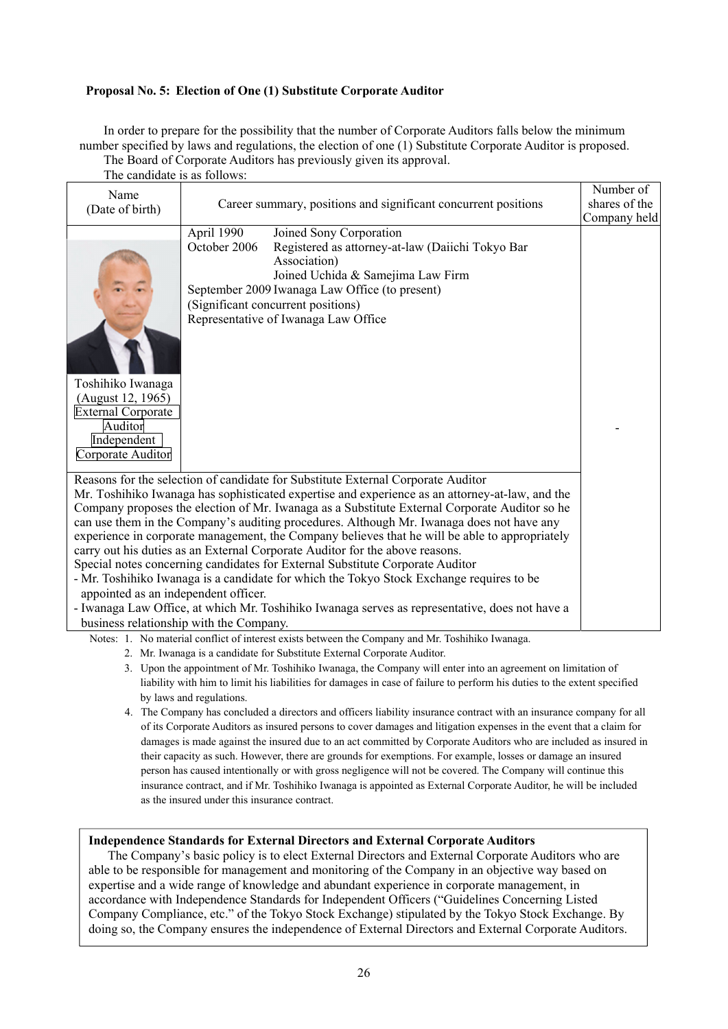**Proposal No. 5: Election of One (1) Substitute Corporate Auditor**

In order to prepare for the possibility that the number of Corporate Auditors falls below the minimum number specified by laws and regulations, the election of one (1) Substitute Corporate Auditor is proposed.

The Board of Corporate Auditors has previously given its approval.

The candidate is as follows:

| Name (Date of birth) | Career summary, positions and significant concurrent positions | Number of shares of the Company held |
|---|---|---|
| Toshihiko Iwanaga (August 12, 1965) External Corporate Auditor Independent Corporate Auditor | April 1990 Joined Sony Corporation<br>October 2006 Registered as attorney-at-law (Daiichi Tokyo Bar Association)<br>Joined Uchida & Samejima Law Firm<br>September 2009 Iwanaga Law Office (to present)<br>(Significant concurrent positions)<br>Representative of Iwanaga Law Office | - |
| Reasons for the selection of candidate for Substitute External Corporate Auditor<br>Mr. Toshihiko Iwanaga has sophisticated expertise and experience as an attorney-at-law, and the Company proposes the election of Mr. Iwanaga as a Substitute External Corporate Auditor so he can use them in the Company's auditing procedures. Although Mr. Iwanaga does not have any experience in corporate management, the Company believes that he will be able to appropriately carry out his duties as an External Corporate Auditor for the above reasons.<br>Special notes concerning candidates for External Substitute Corporate Auditor<br>- Mr. Toshihiko Iwanaga is a candidate for which the Tokyo Stock Exchange requires to be appointed as an independent officer.<br>- Iwanaga Law Office, at which Mr. Toshihiko Iwanaga serves as representative, does not have a business relationship with the Company. | | |

Notes: 1. No material conflict of interest exists between the Company and Mr. Toshihiko Iwanaga.

2. Mr. Iwanaga is a candidate for Substitute External Corporate Auditor.

3. Upon the appointment of Mr. Toshihiko Iwanaga, the Company will enter into an agreement on limitation of liability with him to limit his liabilities for damages in case of failure to perform his duties to the extent specified by laws and regulations.

4. The Company has concluded a directors and officers liability insurance contract with an insurance company for all of its Corporate Auditors as insured persons to cover damages and litigation expenses in the event that a claim for damages is made against the insured due to an act committed by Corporate Auditors who are included as insured in their capacity as such. However, there are grounds for exemptions. For example, losses or damage an insured person has caused intentionally or with gross negligence will not be covered. The Company will continue this insurance contract, and if Mr. Toshihiko Iwanaga is appointed as External Corporate Auditor, he will be included as the insured under this insurance contract.

**Independence Standards for External Directors and External Corporate Auditors**

The Company's basic policy is to elect External Directors and External Corporate Auditors who are able to be responsible for management and monitoring of the Company in an objective way based on expertise and a wide range of knowledge and abundant experience in corporate management, in accordance with Independence Standards for Independent Officers ("Guidelines Concerning Listed Company Compliance, etc." of the Tokyo Stock Exchange) stipulated by the Tokyo Stock Exchange. By doing so, the Company ensures the independence of External Directors and External Corporate Auditors.